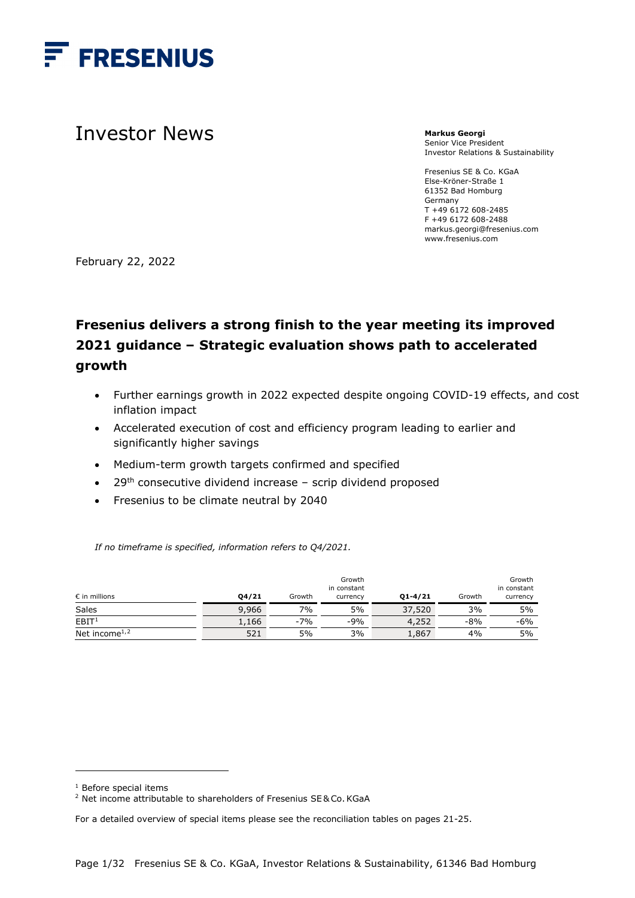FRESENIUS

# Investor News

**Markus Georgi**
Senior Vice President
Investor Relations & Sustainability

Fresenius SE & Co. KGaA
Else-Kröner-Straße 1
61352 Bad Homburg
Germany
T +49 6172 608-2485
F +49 6172 608-2488
markus.georgi@fresenius.com
www.fresenius.com

February 22, 2022

## Fresenius delivers a strong finish to the year meeting its improved 2021 guidance – Strategic evaluation shows path to accelerated growth

- Further earnings growth in 2022 expected despite ongoing COVID-19 effects, and cost inflation impact
- Accelerated execution of cost and efficiency program leading to earlier and significantly higher savings
- Medium-term growth targets confirmed and specified
- 29th consecutive dividend increase – scrip dividend proposed
- Fresenius to be climate neutral by 2040

*If no timeframe is specified, information refers to Q4/2021.*

| € in millions | Q4/21 | Growth | Growth in constant currency | Q1-4/21 | Growth | Growth in constant currency |
|---|---|---|---|---|---|---|
| Sales | 9,966 | 7% | 5% | 37,520 | 3% | 5% |
| EBIT[1] | 1,166 | -7% | -9% | 4,252 | -8% | -6% |
| Net income[1,2] | 521 | 5% | 3% | 1,867 | 4% | 5% |

[1] Before special items
[2] Net income attributable to shareholders of Fresenius SE & Co. KGaA

For a detailed overview of special items please see the reconciliation tables on pages 21-25.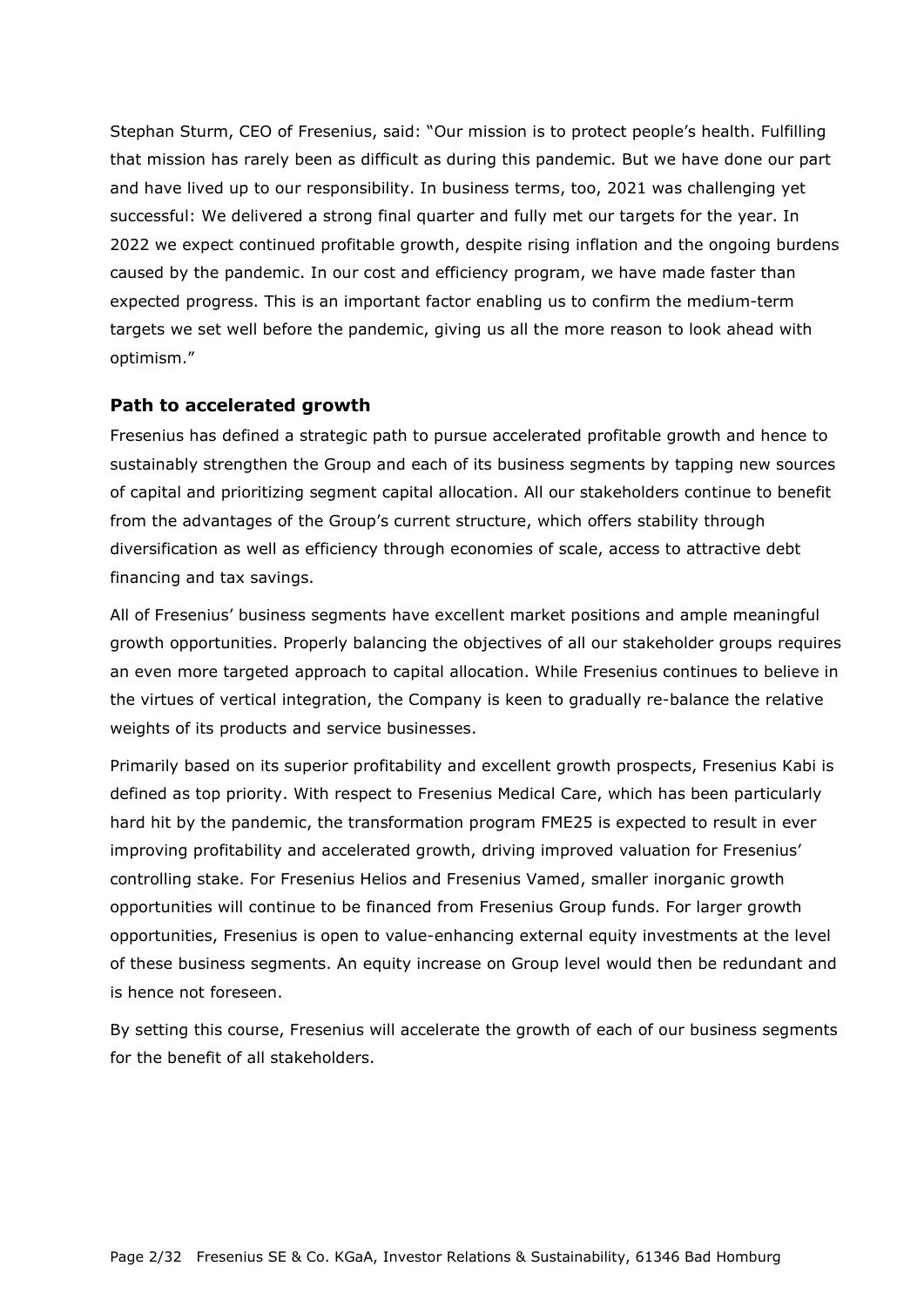Stephan Sturm, CEO of Fresenius, said: "Our mission is to protect people's health. Fulfilling that mission has rarely been as difficult as during this pandemic. But we have done our part and have lived up to our responsibility. In business terms, too, 2021 was challenging yet successful: We delivered a strong final quarter and fully met our targets for the year. In 2022 we expect continued profitable growth, despite rising inflation and the ongoing burdens caused by the pandemic. In our cost and efficiency program, we have made faster than expected progress. This is an important factor enabling us to confirm the medium-term targets we set well before the pandemic, giving us all the more reason to look ahead with optimism."

## Path to accelerated growth

Fresenius has defined a strategic path to pursue accelerated profitable growth and hence to sustainably strengthen the Group and each of its business segments by tapping new sources of capital and prioritizing segment capital allocation. All our stakeholders continue to benefit from the advantages of the Group's current structure, which offers stability through diversification as well as efficiency through economies of scale, access to attractive debt financing and tax savings.

All of Fresenius' business segments have excellent market positions and ample meaningful growth opportunities. Properly balancing the objectives of all our stakeholder groups requires an even more targeted approach to capital allocation. While Fresenius continues to believe in the virtues of vertical integration, the Company is keen to gradually re-balance the relative weights of its products and service businesses.

Primarily based on its superior profitability and excellent growth prospects, Fresenius Kabi is defined as top priority. With respect to Fresenius Medical Care, which has been particularly hard hit by the pandemic, the transformation program FME25 is expected to result in ever improving profitability and accelerated growth, driving improved valuation for Fresenius' controlling stake. For Fresenius Helios and Fresenius Vamed, smaller inorganic growth opportunities will continue to be financed from Fresenius Group funds. For larger growth opportunities, Fresenius is open to value-enhancing external equity investments at the level of these business segments. An equity increase on Group level would then be redundant and is hence not foreseen.

By setting this course, Fresenius will accelerate the growth of each of our business segments for the benefit of all stakeholders.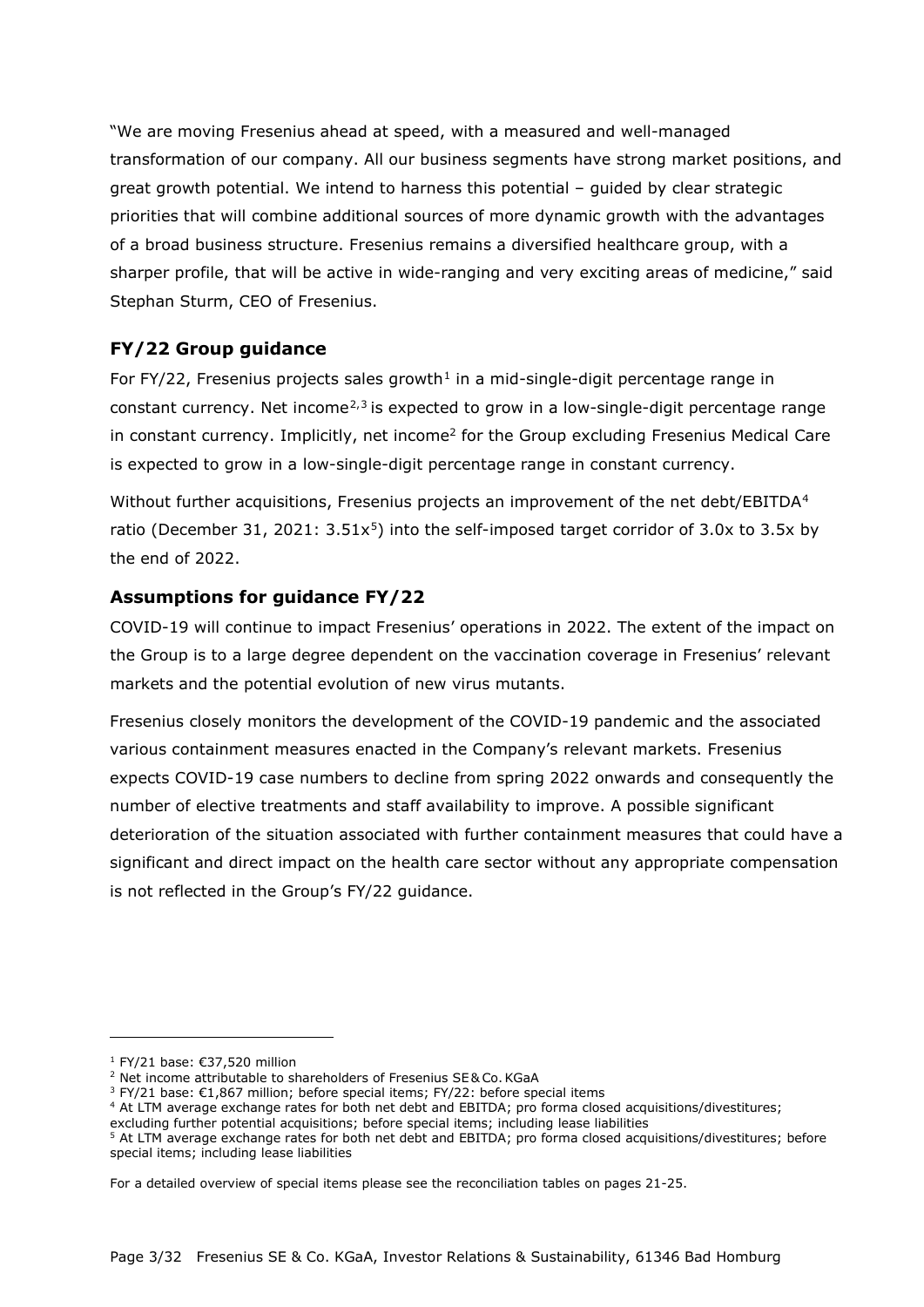"We are moving Fresenius ahead at speed, with a measured and well-managed transformation of our company. All our business segments have strong market positions, and great growth potential. We intend to harness this potential – guided by clear strategic priorities that will combine additional sources of more dynamic growth with the advantages of a broad business structure. Fresenius remains a diversified healthcare group, with a sharper profile, that will be active in wide-ranging and very exciting areas of medicine," said Stephan Sturm, CEO of Fresenius.

## FY/22 Group guidance

For FY/22, Fresenius projects sales growth[1] in a mid-single-digit percentage range in constant currency. Net income[2,3] is expected to grow in a low-single-digit percentage range in constant currency. Implicitly, net income[2] for the Group excluding Fresenius Medical Care is expected to grow in a low-single-digit percentage range in constant currency.

Without further acquisitions, Fresenius projects an improvement of the net debt/EBITDA[4] ratio (December 31, 2021: 3.51x[5]) into the self-imposed target corridor of 3.0x to 3.5x by the end of 2022.

## Assumptions for guidance FY/22

COVID-19 will continue to impact Fresenius' operations in 2022. The extent of the impact on the Group is to a large degree dependent on the vaccination coverage in Fresenius' relevant markets and the potential evolution of new virus mutants.

Fresenius closely monitors the development of the COVID-19 pandemic and the associated various containment measures enacted in the Company's relevant markets. Fresenius expects COVID-19 case numbers to decline from spring 2022 onwards and consequently the number of elective treatments and staff availability to improve. A possible significant deterioration of the situation associated with further containment measures that could have a significant and direct impact on the health care sector without any appropriate compensation is not reflected in the Group's FY/22 guidance.

---

[1] FY/21 base: €37,520 million

[2] Net income attributable to shareholders of Fresenius SE & Co. KGaA

[3] FY/21 base: €1,867 million; before special items; FY/22: before special items

[4] At LTM average exchange rates for both net debt and EBITDA; pro forma closed acquisitions/divestitures; excluding further potential acquisitions; before special items; including lease liabilities

[5] At LTM average exchange rates for both net debt and EBITDA; pro forma closed acquisitions/divestitures; before special items; including lease liabilities

For a detailed overview of special items please see the reconciliation tables on pages 21-25.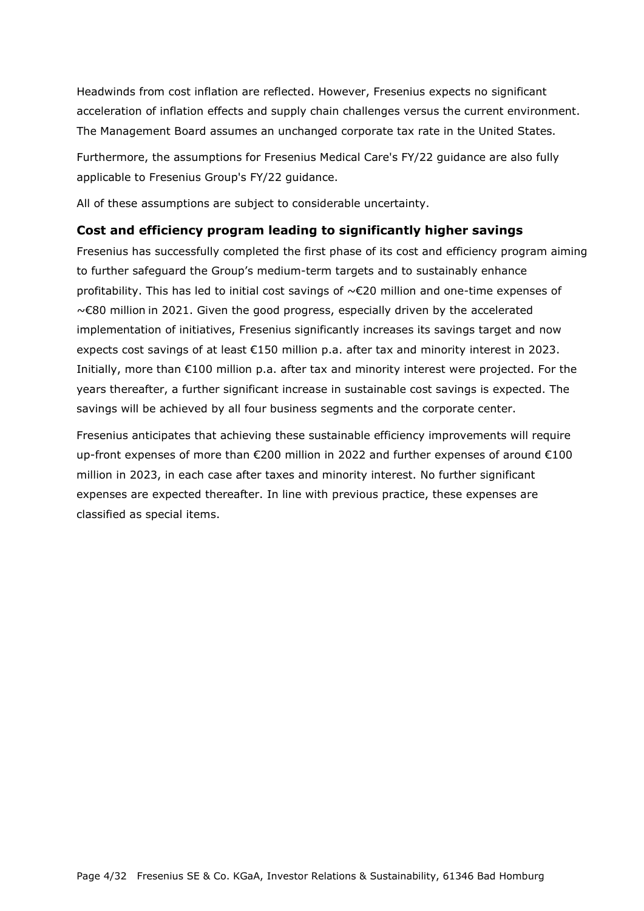Headwinds from cost inflation are reflected. However, Fresenius expects no significant acceleration of inflation effects and supply chain challenges versus the current environment. The Management Board assumes an unchanged corporate tax rate in the United States.

Furthermore, the assumptions for Fresenius Medical Care's FY/22 guidance are also fully applicable to Fresenius Group's FY/22 guidance.

All of these assumptions are subject to considerable uncertainty.

## Cost and efficiency program leading to significantly higher savings

Fresenius has successfully completed the first phase of its cost and efficiency program aiming to further safeguard the Group's medium-term targets and to sustainably enhance profitability. This has led to initial cost savings of ~€20 million and one-time expenses of ~€80 million in 2021. Given the good progress, especially driven by the accelerated implementation of initiatives, Fresenius significantly increases its savings target and now expects cost savings of at least €150 million p.a. after tax and minority interest in 2023. Initially, more than €100 million p.a. after tax and minority interest were projected. For the years thereafter, a further significant increase in sustainable cost savings is expected. The savings will be achieved by all four business segments and the corporate center.

Fresenius anticipates that achieving these sustainable efficiency improvements will require up-front expenses of more than €200 million in 2022 and further expenses of around €100 million in 2023, in each case after taxes and minority interest. No further significant expenses are expected thereafter. In line with previous practice, these expenses are classified as special items.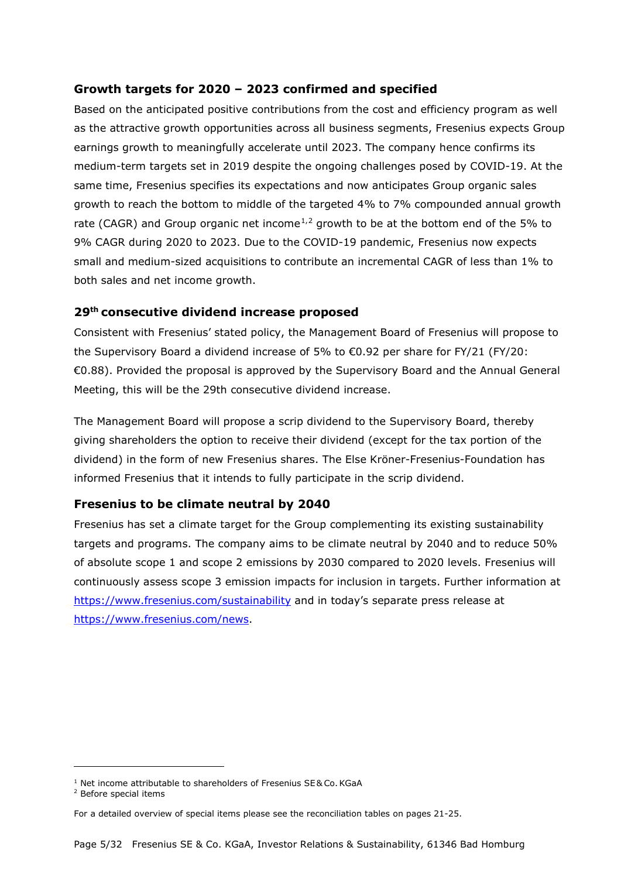## Growth targets for 2020 – 2023 confirmed and specified

Based on the anticipated positive contributions from the cost and efficiency program as well as the attractive growth opportunities across all business segments, Fresenius expects Group earnings growth to meaningfully accelerate until 2023. The company hence confirms its medium-term targets set in 2019 despite the ongoing challenges posed by COVID-19. At the same time, Fresenius specifies its expectations and now anticipates Group organic sales growth to reach the bottom to middle of the targeted 4% to 7% compounded annual growth rate (CAGR) and Group organic net income[1,2] growth to be at the bottom end of the 5% to 9% CAGR during 2020 to 2023. Due to the COVID-19 pandemic, Fresenius now expects small and medium-sized acquisitions to contribute an incremental CAGR of less than 1% to both sales and net income growth.

## 29th consecutive dividend increase proposed

Consistent with Fresenius' stated policy, the Management Board of Fresenius will propose to the Supervisory Board a dividend increase of 5% to €0.92 per share for FY/21 (FY/20: €0.88). Provided the proposal is approved by the Supervisory Board and the Annual General Meeting, this will be the 29th consecutive dividend increase.

The Management Board will propose a scrip dividend to the Supervisory Board, thereby giving shareholders the option to receive their dividend (except for the tax portion of the dividend) in the form of new Fresenius shares. The Else Kröner-Fresenius-Foundation has informed Fresenius that it intends to fully participate in the scrip dividend.

## Fresenius to be climate neutral by 2040

Fresenius has set a climate target for the Group complementing its existing sustainability targets and programs. The company aims to be climate neutral by 2040 and to reduce 50% of absolute scope 1 and scope 2 emissions by 2030 compared to 2020 levels. Fresenius will continuously assess scope 3 emission impacts for inclusion in targets. Further information at https://www.fresenius.com/sustainability and in today's separate press release at https://www.fresenius.com/news.

---

[1] Net income attributable to shareholders of Fresenius SE & Co. KGaA

[2] Before special items

For a detailed overview of special items please see the reconciliation tables on pages 21-25.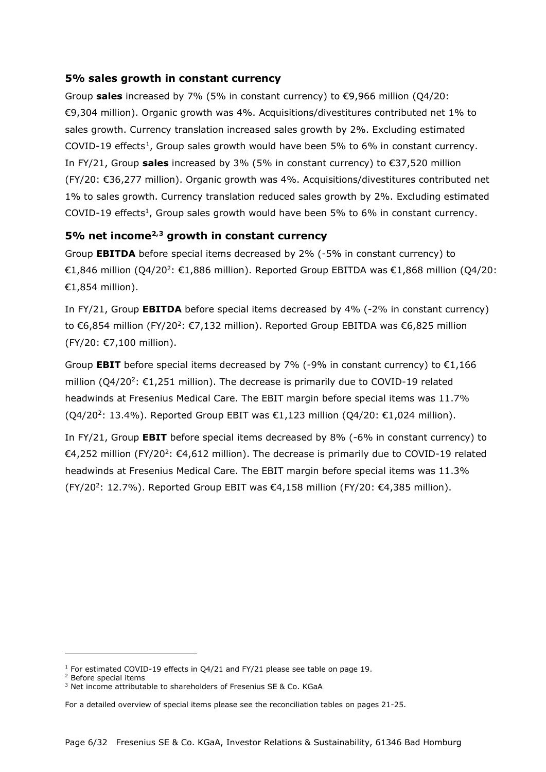## 5% sales growth in constant currency

Group **sales** increased by 7% (5% in constant currency) to €9,966 million (Q4/20: €9,304 million). Organic growth was 4%. Acquisitions/divestitures contributed net 1% to sales growth. Currency translation increased sales growth by 2%. Excluding estimated COVID-19 effects[1], Group sales growth would have been 5% to 6% in constant currency.
In FY/21, Group **sales** increased by 3% (5% in constant currency) to €37,520 million (FY/20: €36,277 million). Organic growth was 4%. Acquisitions/divestitures contributed net 1% to sales growth. Currency translation reduced sales growth by 2%. Excluding estimated COVID-19 effects[1], Group sales growth would have been 5% to 6% in constant currency.

## 5% net income[2,3] growth in constant currency

Group **EBITDA** before special items decreased by 2% (-5% in constant currency) to €1,846 million (Q4/20[2]: €1,886 million). Reported Group EBITDA was €1,868 million (Q4/20: €1,854 million).

In FY/21, Group **EBITDA** before special items decreased by 4% (-2% in constant currency) to €6,854 million (FY/20[2]: €7,132 million). Reported Group EBITDA was €6,825 million (FY/20: €7,100 million).

Group **EBIT** before special items decreased by 7% (-9% in constant currency) to €1,166 million (Q4/20[2]: €1,251 million). The decrease is primarily due to COVID-19 related headwinds at Fresenius Medical Care. The EBIT margin before special items was 11.7% (Q4/20[2]: 13.4%). Reported Group EBIT was €1,123 million (Q4/20: €1,024 million).

In FY/21, Group **EBIT** before special items decreased by 8% (-6% in constant currency) to €4,252 million (FY/20[2]: €4,612 million). The decrease is primarily due to COVID-19 related headwinds at Fresenius Medical Care. The EBIT margin before special items was 11.3% (FY/20[2]: 12.7%). Reported Group EBIT was €4,158 million (FY/20: €4,385 million).

---

[1] For estimated COVID-19 effects in Q4/21 and FY/21 please see table on page 19.
[2] Before special items
[3] Net income attributable to shareholders of Fresenius SE & Co. KGaA

For a detailed overview of special items please see the reconciliation tables on pages 21-25.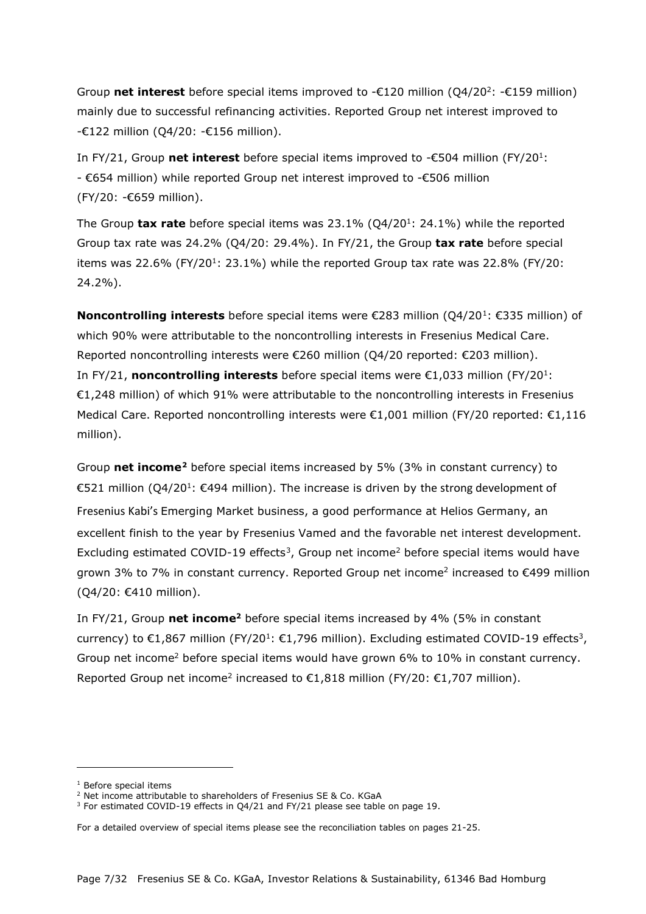Group **net interest** before special items improved to -€120 million (Q4/20[2]: -€159 million) mainly due to successful refinancing activities. Reported Group net interest improved to -€122 million (Q4/20: -€156 million).

In FY/21, Group **net interest** before special items improved to -€504 million (FY/20[1]: - €654 million) while reported Group net interest improved to -€506 million (FY/20: -€659 million).

The Group **tax rate** before special items was 23.1% (Q4/20[1]: 24.1%) while the reported Group tax rate was 24.2% (Q4/20: 29.4%). In FY/21, the Group **tax rate** before special items was 22.6% (FY/20[1]: 23.1%) while the reported Group tax rate was 22.8% (FY/20: 24.2%).

**Noncontrolling interests** before special items were €283 million (Q4/20[1]: €335 million) of which 90% were attributable to the noncontrolling interests in Fresenius Medical Care. Reported noncontrolling interests were €260 million (Q4/20 reported: €203 million). In FY/21, **noncontrolling interests** before special items were €1,033 million (FY/20[1]: €1,248 million) of which 91% were attributable to the noncontrolling interests in Fresenius Medical Care. Reported noncontrolling interests were €1,001 million (FY/20 reported: €1,116 million).

Group **net income[2]** before special items increased by 5% (3% in constant currency) to €521 million (Q4/20[1]: €494 million). The increase is driven by the strong development of Fresenius Kabi's Emerging Market business, a good performance at Helios Germany, an excellent finish to the year by Fresenius Vamed and the favorable net interest development. Excluding estimated COVID-19 effects[3], Group net income[2] before special items would have grown 3% to 7% in constant currency. Reported Group net income[2] increased to €499 million (Q4/20: €410 million).

In FY/21, Group **net income[2]** before special items increased by 4% (5% in constant currency) to €1,867 million (FY/20[1]: €1,796 million). Excluding estimated COVID-19 effects[3], Group net income[2] before special items would have grown 6% to 10% in constant currency. Reported Group net income[2] increased to €1,818 million (FY/20: €1,707 million).

---

[1] Before special items
[2] Net income attributable to shareholders of Fresenius SE & Co. KGaA
[3] For estimated COVID-19 effects in Q4/21 and FY/21 please see table on page 19.

For a detailed overview of special items please see the reconciliation tables on pages 21-25.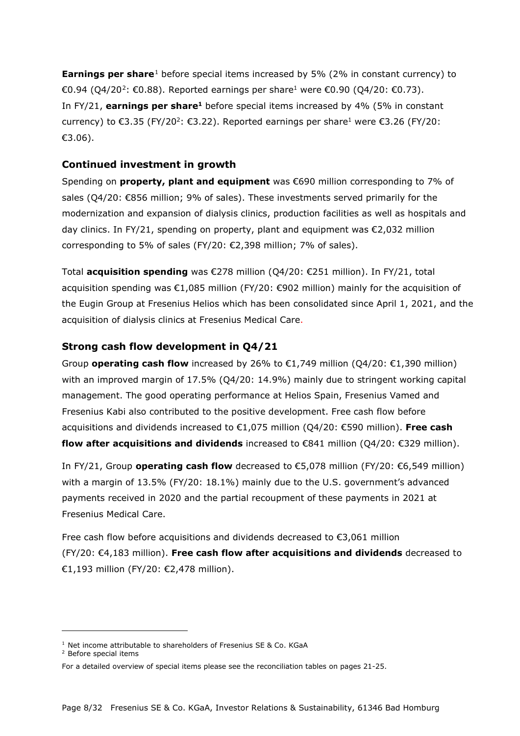**Earnings per share**[1] before special items increased by 5% (2% in constant currency) to €0.94 (Q4/20[2]: €0.88). Reported earnings per share[1] were €0.90 (Q4/20: €0.73).
In FY/21, **earnings per share[1]** before special items increased by 4% (5% in constant currency) to €3.35 (FY/20[2]: €3.22). Reported earnings per share[1] were €3.26 (FY/20: €3.06).

## Continued investment in growth

Spending on **property, plant and equipment** was €690 million corresponding to 7% of sales (Q4/20: €856 million; 9% of sales). These investments served primarily for the modernization and expansion of dialysis clinics, production facilities as well as hospitals and day clinics. In FY/21, spending on property, plant and equipment was €2,032 million corresponding to 5% of sales (FY/20: €2,398 million; 7% of sales).

Total **acquisition spending** was €278 million (Q4/20: €251 million). In FY/21, total acquisition spending was €1,085 million (FY/20: €902 million) mainly for the acquisition of the Eugin Group at Fresenius Helios which has been consolidated since April 1, 2021, and the acquisition of dialysis clinics at Fresenius Medical Care.

## Strong cash flow development in Q4/21

Group **operating cash flow** increased by 26% to €1,749 million (Q4/20: €1,390 million) with an improved margin of 17.5% (Q4/20: 14.9%) mainly due to stringent working capital management. The good operating performance at Helios Spain, Fresenius Vamed and Fresenius Kabi also contributed to the positive development. Free cash flow before acquisitions and dividends increased to €1,075 million (Q4/20: €590 million). **Free cash flow after acquisitions and dividends** increased to €841 million (Q4/20: €329 million).

In FY/21, Group **operating cash flow** decreased to €5,078 million (FY/20: €6,549 million) with a margin of 13.5% (FY/20: 18.1%) mainly due to the U.S. government's advanced payments received in 2020 and the partial recoupment of these payments in 2021 at Fresenius Medical Care.

Free cash flow before acquisitions and dividends decreased to €3,061 million (FY/20: €4,183 million). **Free cash flow after acquisitions and dividends** decreased to €1,193 million (FY/20: €2,478 million).

[1] Net income attributable to shareholders of Fresenius SE & Co. KGaA
[2] Before special items

For a detailed overview of special items please see the reconciliation tables on pages 21-25.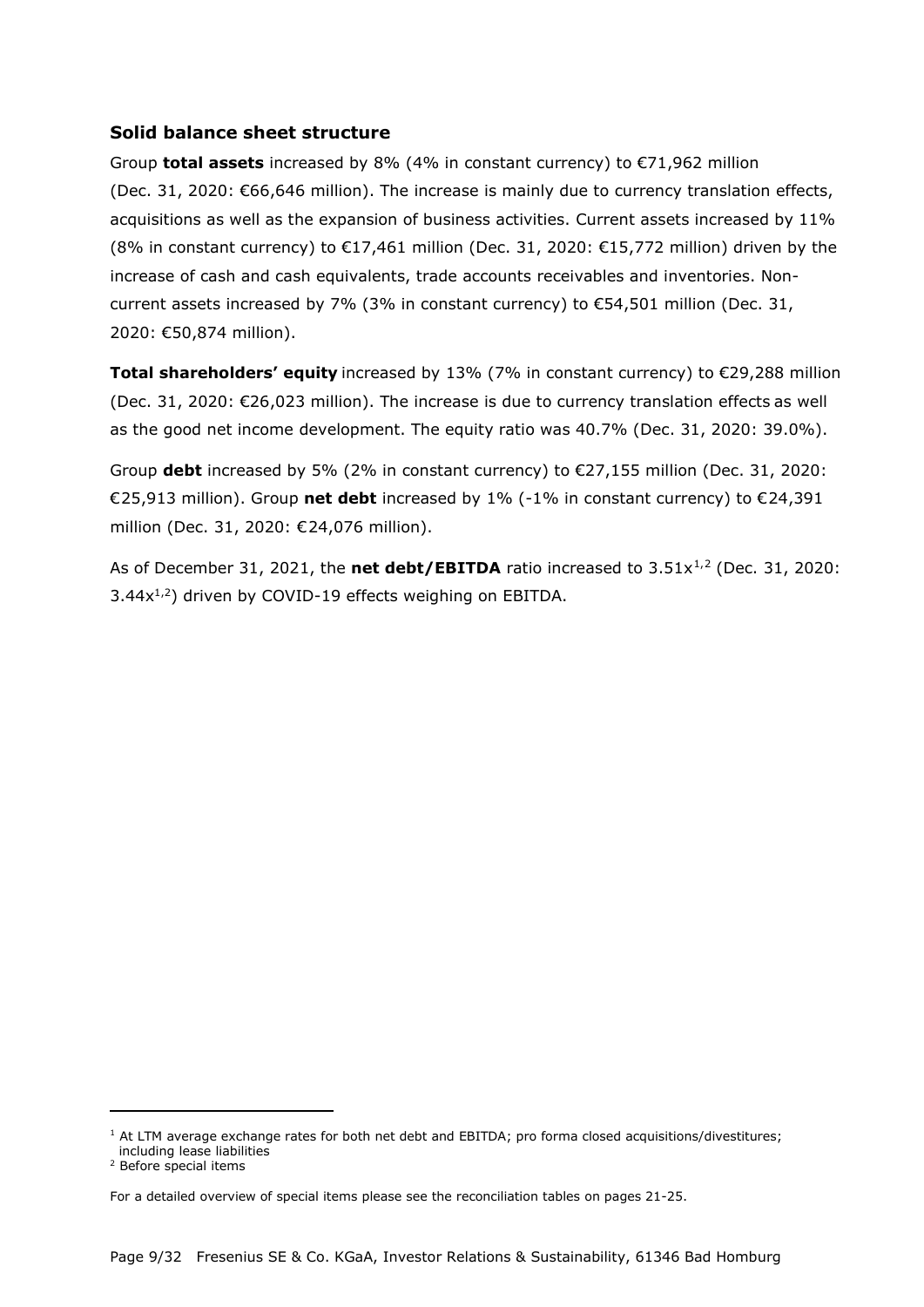## Solid balance sheet structure

Group **total assets** increased by 8% (4% in constant currency) to €71,962 million (Dec. 31, 2020: €66,646 million). The increase is mainly due to currency translation effects, acquisitions as well as the expansion of business activities. Current assets increased by 11% (8% in constant currency) to €17,461 million (Dec. 31, 2020: €15,772 million) driven by the increase of cash and cash equivalents, trade accounts receivables and inventories. Non-current assets increased by 7% (3% in constant currency) to €54,501 million (Dec. 31, 2020: €50,874 million).

**Total shareholders' equity** increased by 13% (7% in constant currency) to €29,288 million (Dec. 31, 2020: €26,023 million). The increase is due to currency translation effects as well as the good net income development. The equity ratio was 40.7% (Dec. 31, 2020: 39.0%).

Group **debt** increased by 5% (2% in constant currency) to €27,155 million (Dec. 31, 2020: €25,913 million). Group **net debt** increased by 1% (-1% in constant currency) to €24,391 million (Dec. 31, 2020: €24,076 million).

As of December 31, 2021, the **net debt/EBITDA** ratio increased to 3.51x[1,2] (Dec. 31, 2020: 3.44x[1,2]) driven by COVID-19 effects weighing on EBITDA.

---

[1] At LTM average exchange rates for both net debt and EBITDA; pro forma closed acquisitions/divestitures; including lease liabilities

[2] Before special items

For a detailed overview of special items please see the reconciliation tables on pages 21-25.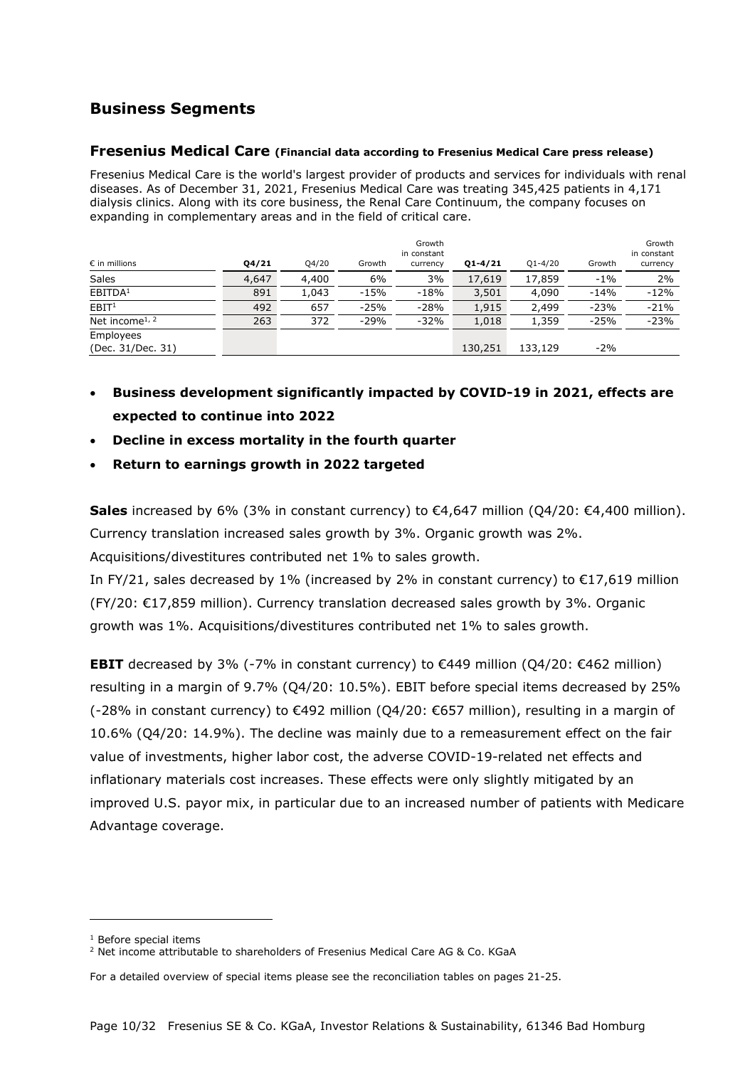# Business Segments

## Fresenius Medical Care (Financial data according to Fresenius Medical Care press release)

Fresenius Medical Care is the world's largest provider of products and services for individuals with renal diseases. As of December 31, 2021, Fresenius Medical Care was treating 345,425 patients in 4,171 dialysis clinics. Along with its core business, the Renal Care Continuum, the company focuses on expanding in complementary areas and in the field of critical care.

| € in millions | Q4/21 | Q4/20 | Growth | Growth in constant currency | Q1-4/21 | Q1-4/20 | Growth | Growth in constant currency |
|---|---|---|---|---|---|---|---|---|
| Sales | 4,647 | 4,400 | 6% | 3% | 17,619 | 17,859 | -1% | 2% |
| EBITDA[1] | 891 | 1,043 | -15% | -18% | 3,501 | 4,090 | -14% | -12% |
| EBIT[1] | 492 | 657 | -25% | -28% | 1,915 | 2,499 | -23% | -21% |
| Net income[1, 2] | 263 | 372 | -29% | -32% | 1,018 | 1,359 | -25% | -23% |
| Employees (Dec. 31/Dec. 31) | | | | | 130,251 | 133,129 | -2% | |

- **Business development significantly impacted by COVID-19 in 2021, effects are expected to continue into 2022**
- **Decline in excess mortality in the fourth quarter**
- **Return to earnings growth in 2022 targeted**

**Sales** increased by 6% (3% in constant currency) to €4,647 million (Q4/20: €4,400 million). Currency translation increased sales growth by 3%. Organic growth was 2%. Acquisitions/divestitures contributed net 1% to sales growth.
In FY/21, sales decreased by 1% (increased by 2% in constant currency) to €17,619 million (FY/20: €17,859 million). Currency translation decreased sales growth by 3%. Organic growth was 1%. Acquisitions/divestitures contributed net 1% to sales growth.

**EBIT** decreased by 3% (-7% in constant currency) to €449 million (Q4/20: €462 million) resulting in a margin of 9.7% (Q4/20: 10.5%). EBIT before special items decreased by 25% (-28% in constant currency) to €492 million (Q4/20: €657 million), resulting in a margin of 10.6% (Q4/20: 14.9%). The decline was mainly due to a remeasurement effect on the fair value of investments, higher labor cost, the adverse COVID-19-related net effects and inflationary materials cost increases. These effects were only slightly mitigated by an improved U.S. payor mix, in particular due to an increased number of patients with Medicare Advantage coverage.

[1] Before special items
[2] Net income attributable to shareholders of Fresenius Medical Care AG & Co. KGaA

For a detailed overview of special items please see the reconciliation tables on pages 21-25.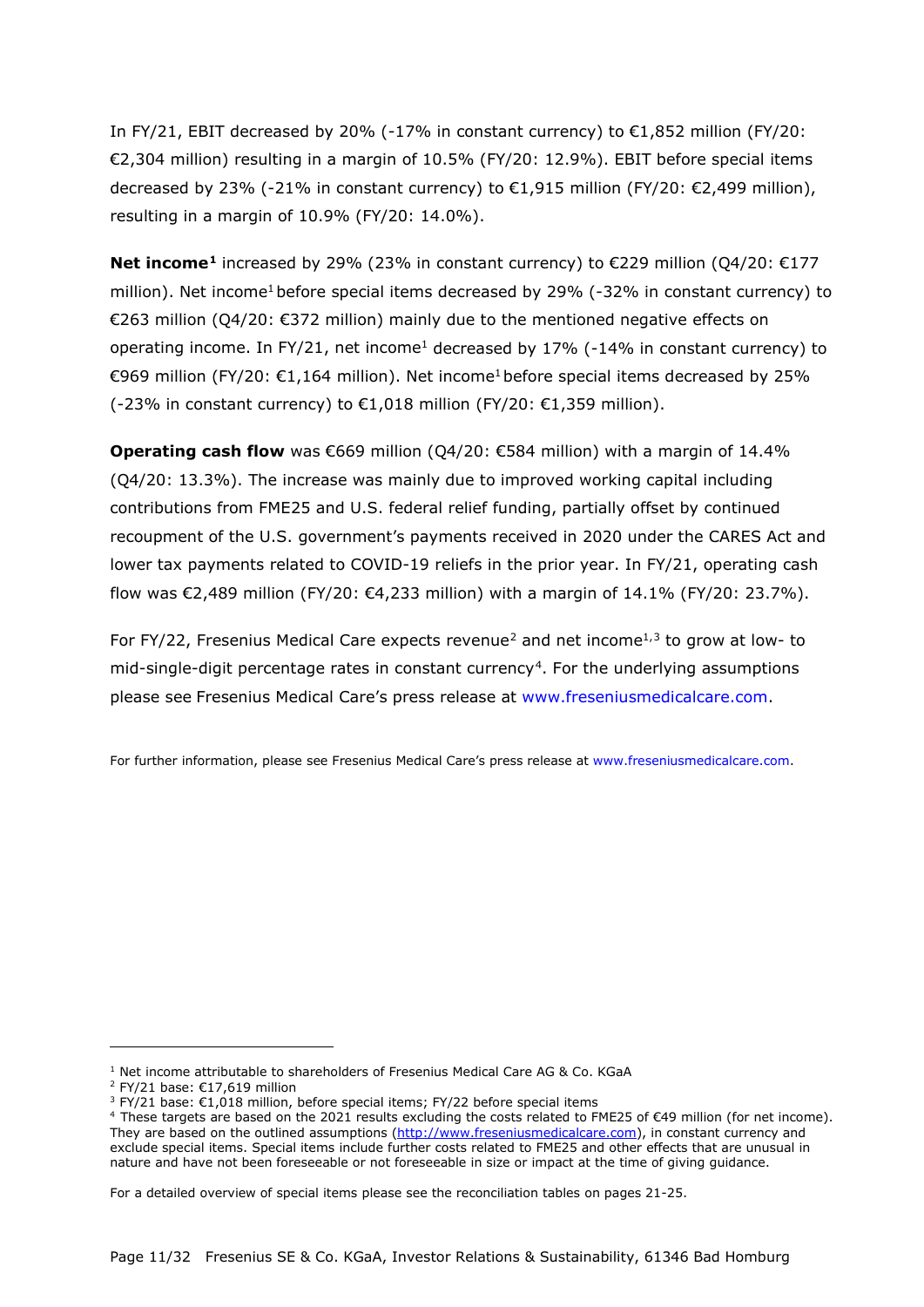In FY/21, EBIT decreased by 20% (-17% in constant currency) to €1,852 million (FY/20: €2,304 million) resulting in a margin of 10.5% (FY/20: 12.9%). EBIT before special items decreased by 23% (-21% in constant currency) to €1,915 million (FY/20: €2,499 million), resulting in a margin of 10.9% (FY/20: 14.0%).

**Net income[1]** increased by 29% (23% in constant currency) to €229 million (Q4/20: €177 million). Net income[1] before special items decreased by 29% (-32% in constant currency) to €263 million (Q4/20: €372 million) mainly due to the mentioned negative effects on operating income. In FY/21, net income[1] decreased by 17% (-14% in constant currency) to €969 million (FY/20: €1,164 million). Net income[1] before special items decreased by 25% (-23% in constant currency) to €1,018 million (FY/20: €1,359 million).

**Operating cash flow** was €669 million (Q4/20: €584 million) with a margin of 14.4% (Q4/20: 13.3%). The increase was mainly due to improved working capital including contributions from FME25 and U.S. federal relief funding, partially offset by continued recoupment of the U.S. government's payments received in 2020 under the CARES Act and lower tax payments related to COVID-19 reliefs in the prior year. In FY/21, operating cash flow was €2,489 million (FY/20: €4,233 million) with a margin of 14.1% (FY/20: 23.7%).

For FY/22, Fresenius Medical Care expects revenue[2] and net income[1,3] to grow at low- to mid-single-digit percentage rates in constant currency[4]. For the underlying assumptions please see Fresenius Medical Care's press release at www.freseniusmedicalcare.com.

For further information, please see Fresenius Medical Care's press release at www.freseniusmedicalcare.com.

---

[1] Net income attributable to shareholders of Fresenius Medical Care AG & Co. KGaA

[2] FY/21 base: €17,619 million

[3] FY/21 base: €1,018 million, before special items; FY/22 before special items

[4] These targets are based on the 2021 results excluding the costs related to FME25 of €49 million (for net income). They are based on the outlined assumptions (http://www.freseniusmedicalcare.com), in constant currency and exclude special items. Special items include further costs related to FME25 and other effects that are unusual in nature and have not been foreseeable or not foreseeable in size or impact at the time of giving guidance.

For a detailed overview of special items please see the reconciliation tables on pages 21-25.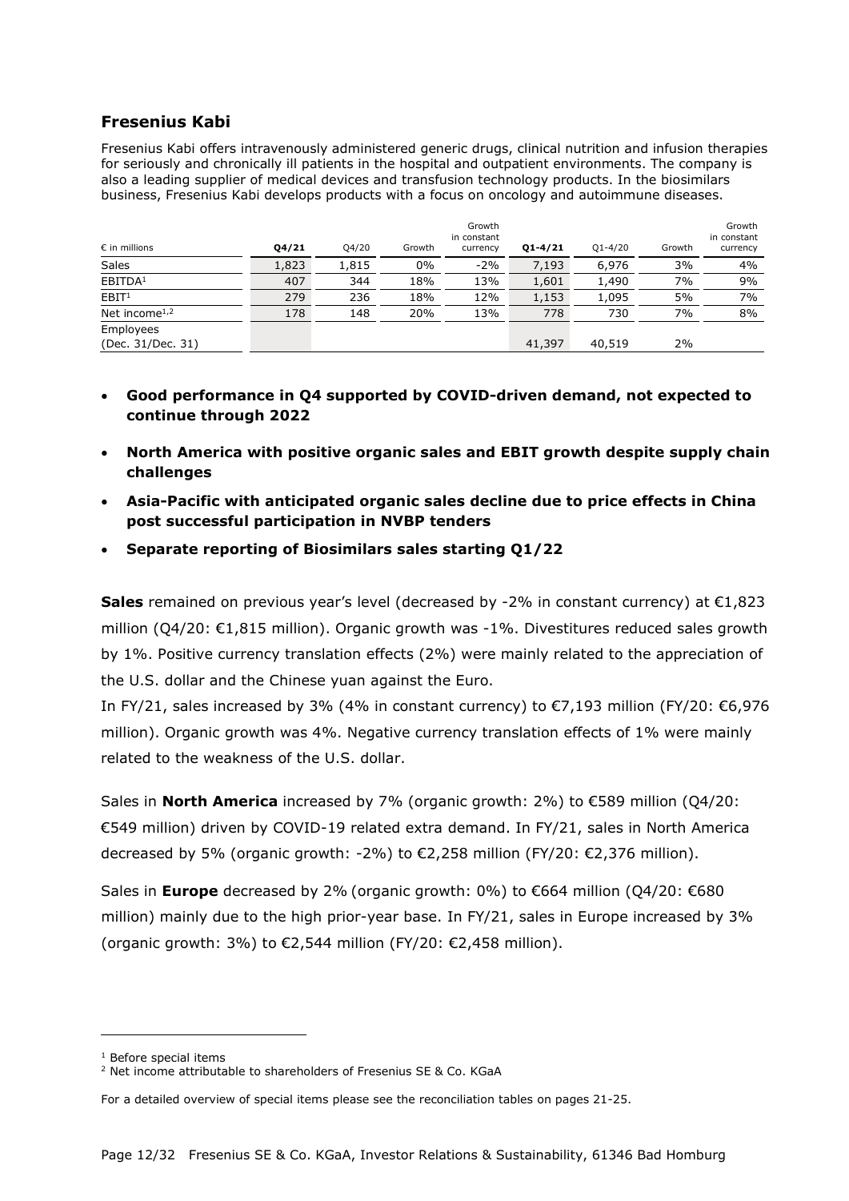## Fresenius Kabi

Fresenius Kabi offers intravenously administered generic drugs, clinical nutrition and infusion therapies for seriously and chronically ill patients in the hospital and outpatient environments. The company is also a leading supplier of medical devices and transfusion technology products. In the biosimilars business, Fresenius Kabi develops products with a focus on oncology and autoimmune diseases.

| € in millions | **Q4/21** | Q4/20 | Growth | Growth in constant currency | **Q1-4/21** | Q1-4/20 | Growth | Growth in constant currency |
|---|---|---|---|---|---|---|---|---|
| Sales | 1,823 | 1,815 | 0% | -2% | 7,193 | 6,976 | 3% | 4% |
| EBITDA[1] | 407 | 344 | 18% | 13% | 1,601 | 1,490 | 7% | 9% |
| EBIT[1] | 279 | 236 | 18% | 12% | 1,153 | 1,095 | 5% | 7% |
| Net income[1,2] | 178 | 148 | 20% | 13% | 778 | 730 | 7% | 8% |
| Employees (Dec. 31/Dec. 31) | | | | | 41,397 | 40,519 | 2% | |

- **Good performance in Q4 supported by COVID-driven demand, not expected to continue through 2022**
- **North America with positive organic sales and EBIT growth despite supply chain challenges**
- **Asia-Pacific with anticipated organic sales decline due to price effects in China post successful participation in NVBP tenders**
- **Separate reporting of Biosimilars sales starting Q1/22**

**Sales** remained on previous year's level (decreased by -2% in constant currency) at €1,823 million (Q4/20: €1,815 million). Organic growth was -1%. Divestitures reduced sales growth by 1%. Positive currency translation effects (2%) were mainly related to the appreciation of the U.S. dollar and the Chinese yuan against the Euro.

In FY/21, sales increased by 3% (4% in constant currency) to €7,193 million (FY/20: €6,976 million). Organic growth was 4%. Negative currency translation effects of 1% were mainly related to the weakness of the U.S. dollar.

Sales in **North America** increased by 7% (organic growth: 2%) to €589 million (Q4/20: €549 million) driven by COVID-19 related extra demand. In FY/21, sales in North America decreased by 5% (organic growth: -2%) to €2,258 million (FY/20: €2,376 million).

Sales in **Europe** decreased by 2% (organic growth: 0%) to €664 million (Q4/20: €680 million) mainly due to the high prior-year base. In FY/21, sales in Europe increased by 3% (organic growth: 3%) to €2,544 million (FY/20: €2,458 million).

[1] Before special items
[2] Net income attributable to shareholders of Fresenius SE & Co. KGaA

For a detailed overview of special items please see the reconciliation tables on pages 21-25.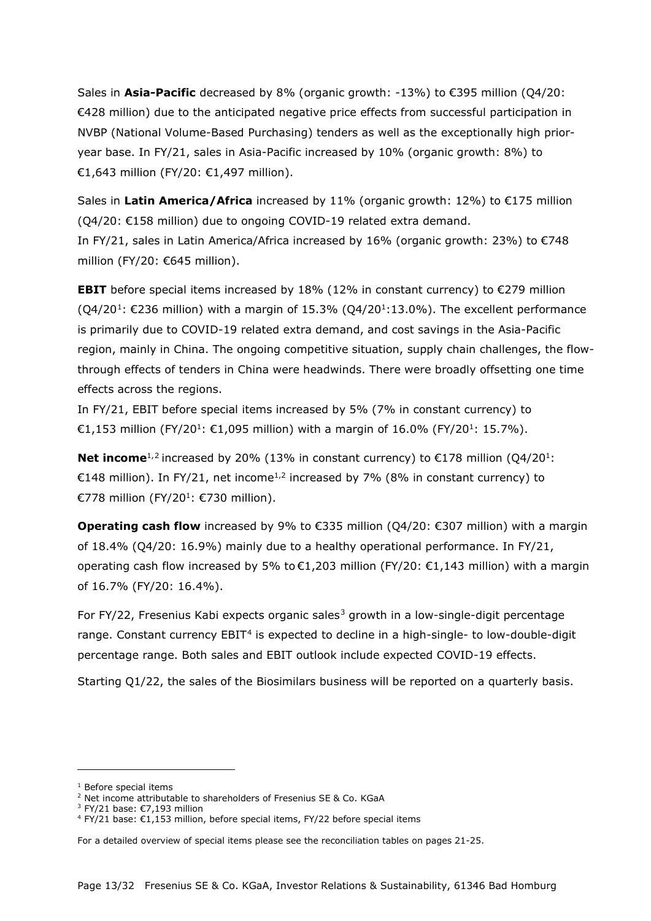Sales in **Asia-Pacific** decreased by 8% (organic growth: -13%) to €395 million (Q4/20: €428 million) due to the anticipated negative price effects from successful participation in NVBP (National Volume-Based Purchasing) tenders as well as the exceptionally high prior-year base. In FY/21, sales in Asia-Pacific increased by 10% (organic growth: 8%) to €1,643 million (FY/20: €1,497 million).

Sales in **Latin America/Africa** increased by 11% (organic growth: 12%) to €175 million (Q4/20: €158 million) due to ongoing COVID-19 related extra demand.
In FY/21, sales in Latin America/Africa increased by 16% (organic growth: 23%) to €748 million (FY/20: €645 million).

**EBIT** before special items increased by 18% (12% in constant currency) to €279 million (Q4/20[1]: €236 million) with a margin of 15.3% (Q4/20[1]:13.0%). The excellent performance is primarily due to COVID-19 related extra demand, and cost savings in the Asia-Pacific region, mainly in China. The ongoing competitive situation, supply chain challenges, the flow-through effects of tenders in China were headwinds. There were broadly offsetting one time effects across the regions.
In FY/21, EBIT before special items increased by 5% (7% in constant currency) to €1,153 million (FY/20[1]: €1,095 million) with a margin of 16.0% (FY/20[1]: 15.7%).

**Net income**[1,2] increased by 20% (13% in constant currency) to €178 million (Q4/20[1]: €148 million). In FY/21, net income[1,2] increased by 7% (8% in constant currency) to €778 million (FY/20[1]: €730 million).

**Operating cash flow** increased by 9% to €335 million (Q4/20: €307 million) with a margin of 18.4% (Q4/20: 16.9%) mainly due to a healthy operational performance. In FY/21, operating cash flow increased by 5% to €1,203 million (FY/20: €1,143 million) with a margin of 16.7% (FY/20: 16.4%).

For FY/22, Fresenius Kabi expects organic sales[3] growth in a low-single-digit percentage range. Constant currency EBIT[4] is expected to decline in a high-single- to low-double-digit percentage range. Both sales and EBIT outlook include expected COVID-19 effects.

Starting Q1/22, the sales of the Biosimilars business will be reported on a quarterly basis.

---

[1] Before special items
[2] Net income attributable to shareholders of Fresenius SE & Co. KGaA
[3] FY/21 base: €7,193 million
[4] FY/21 base: €1,153 million, before special items, FY/22 before special items

For a detailed overview of special items please see the reconciliation tables on pages 21-25.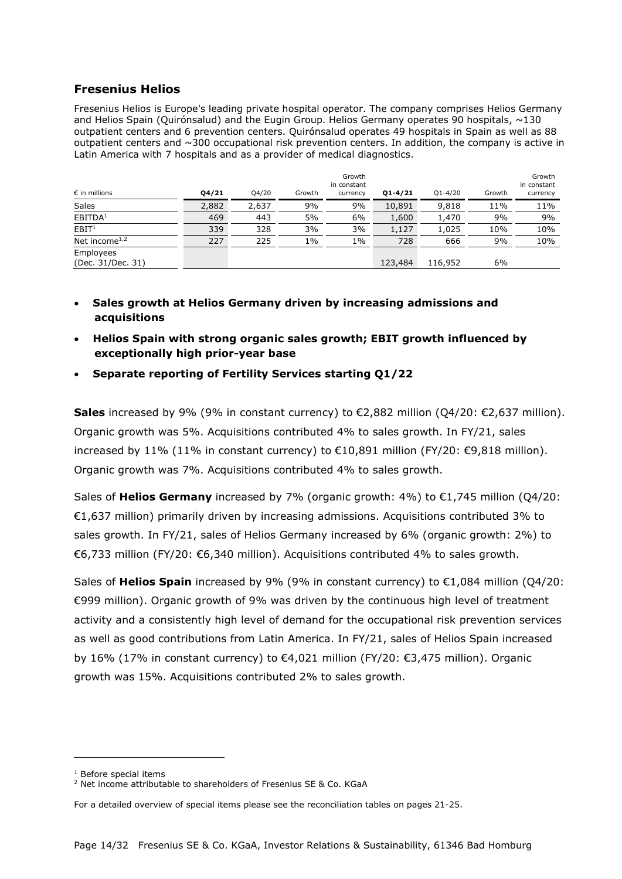## Fresenius Helios

Fresenius Helios is Europe's leading private hospital operator. The company comprises Helios Germany and Helios Spain (Quirónsalud) and the Eugin Group. Helios Germany operates 90 hospitals, ~130 outpatient centers and 6 prevention centers. Quirónsalud operates 49 hospitals in Spain as well as 88 outpatient centers and ~300 occupational risk prevention centers. In addition, the company is active in Latin America with 7 hospitals and as a provider of medical diagnostics.

| € in millions | Q4/21 | Q4/20 | Growth | Growth in constant currency | Q1-4/21 | Q1-4/20 | Growth | Growth in constant currency |
|---|---|---|---|---|---|---|---|---|
| Sales | 2,882 | 2,637 | 9% | 9% | 10,891 | 9,818 | 11% | 11% |
| EBITDA[1] | 469 | 443 | 5% | 6% | 1,600 | 1,470 | 9% | 9% |
| EBIT[1] | 339 | 328 | 3% | 3% | 1,127 | 1,025 | 10% | 10% |
| Net income[1,2] | 227 | 225 | 1% | 1% | 728 | 666 | 9% | 10% |
| Employees (Dec. 31/Dec. 31) | | | | | 123,484 | 116,952 | 6% | |

- **Sales growth at Helios Germany driven by increasing admissions and acquisitions**
- **Helios Spain with strong organic sales growth; EBIT growth influenced by exceptionally high prior-year base**
- **Separate reporting of Fertility Services starting Q1/22**

**Sales** increased by 9% (9% in constant currency) to €2,882 million (Q4/20: €2,637 million). Organic growth was 5%. Acquisitions contributed 4% to sales growth. In FY/21, sales increased by 11% (11% in constant currency) to €10,891 million (FY/20: €9,818 million). Organic growth was 7%. Acquisitions contributed 4% to sales growth.

Sales of **Helios Germany** increased by 7% (organic growth: 4%) to €1,745 million (Q4/20: €1,637 million) primarily driven by increasing admissions. Acquisitions contributed 3% to sales growth. In FY/21, sales of Helios Germany increased by 6% (organic growth: 2%) to €6,733 million (FY/20: €6,340 million). Acquisitions contributed 4% to sales growth.

Sales of **Helios Spain** increased by 9% (9% in constant currency) to €1,084 million (Q4/20: €999 million). Organic growth of 9% was driven by the continuous high level of treatment activity and a consistently high level of demand for the occupational risk prevention services as well as good contributions from Latin America. In FY/21, sales of Helios Spain increased by 16% (17% in constant currency) to €4,021 million (FY/20: €3,475 million). Organic growth was 15%. Acquisitions contributed 2% to sales growth.

---

[1] Before special items

[2] Net income attributable to shareholders of Fresenius SE & Co. KGaA

For a detailed overview of special items please see the reconciliation tables on pages 21-25.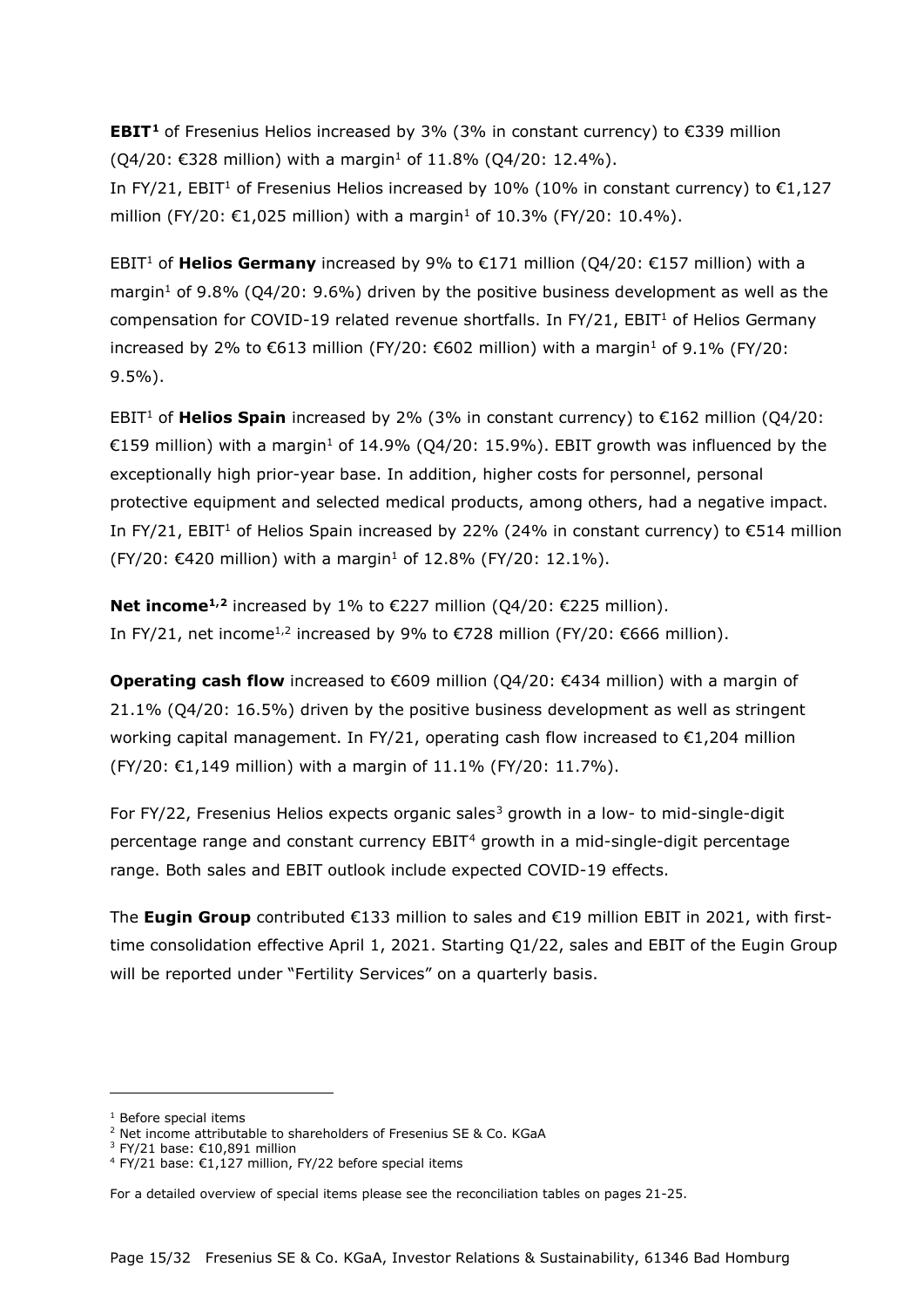**EBIT[1]** of Fresenius Helios increased by 3% (3% in constant currency) to €339 million (Q4/20: €328 million) with a margin[1] of 11.8% (Q4/20: 12.4%).
In FY/21, EBIT[1] of Fresenius Helios increased by 10% (10% in constant currency) to €1,127 million (FY/20: €1,025 million) with a margin[1] of 10.3% (FY/20: 10.4%).

EBIT[1] of **Helios Germany** increased by 9% to €171 million (Q4/20: €157 million) with a margin[1] of 9.8% (Q4/20: 9.6%) driven by the positive business development as well as the compensation for COVID-19 related revenue shortfalls. In FY/21, EBIT[1] of Helios Germany increased by 2% to €613 million (FY/20: €602 million) with a margin[1] of 9.1% (FY/20: 9.5%).

EBIT[1] of **Helios Spain** increased by 2% (3% in constant currency) to €162 million (Q4/20: €159 million) with a margin[1] of 14.9% (Q4/20: 15.9%). EBIT growth was influenced by the exceptionally high prior-year base. In addition, higher costs for personnel, personal protective equipment and selected medical products, among others, had a negative impact. In FY/21, EBIT[1] of Helios Spain increased by 22% (24% in constant currency) to €514 million (FY/20: €420 million) with a margin[1] of 12.8% (FY/20: 12.1%).

**Net income[1,2]** increased by 1% to €227 million (Q4/20: €225 million).
In FY/21, net income[1,2] increased by 9% to €728 million (FY/20: €666 million).

**Operating cash flow** increased to €609 million (Q4/20: €434 million) with a margin of 21.1% (Q4/20: 16.5%) driven by the positive business development as well as stringent working capital management. In FY/21, operating cash flow increased to €1,204 million (FY/20: €1,149 million) with a margin of 11.1% (FY/20: 11.7%).

For FY/22, Fresenius Helios expects organic sales[3] growth in a low- to mid-single-digit percentage range and constant currency EBIT[4] growth in a mid-single-digit percentage range. Both sales and EBIT outlook include expected COVID-19 effects.

The **Eugin Group** contributed €133 million to sales and €19 million EBIT in 2021, with first-time consolidation effective April 1, 2021. Starting Q1/22, sales and EBIT of the Eugin Group will be reported under "Fertility Services" on a quarterly basis.

---

[1] Before special items
[2] Net income attributable to shareholders of Fresenius SE & Co. KGaA
[3] FY/21 base: €10,891 million
[4] FY/21 base: €1,127 million, FY/22 before special items

For a detailed overview of special items please see the reconciliation tables on pages 21-25.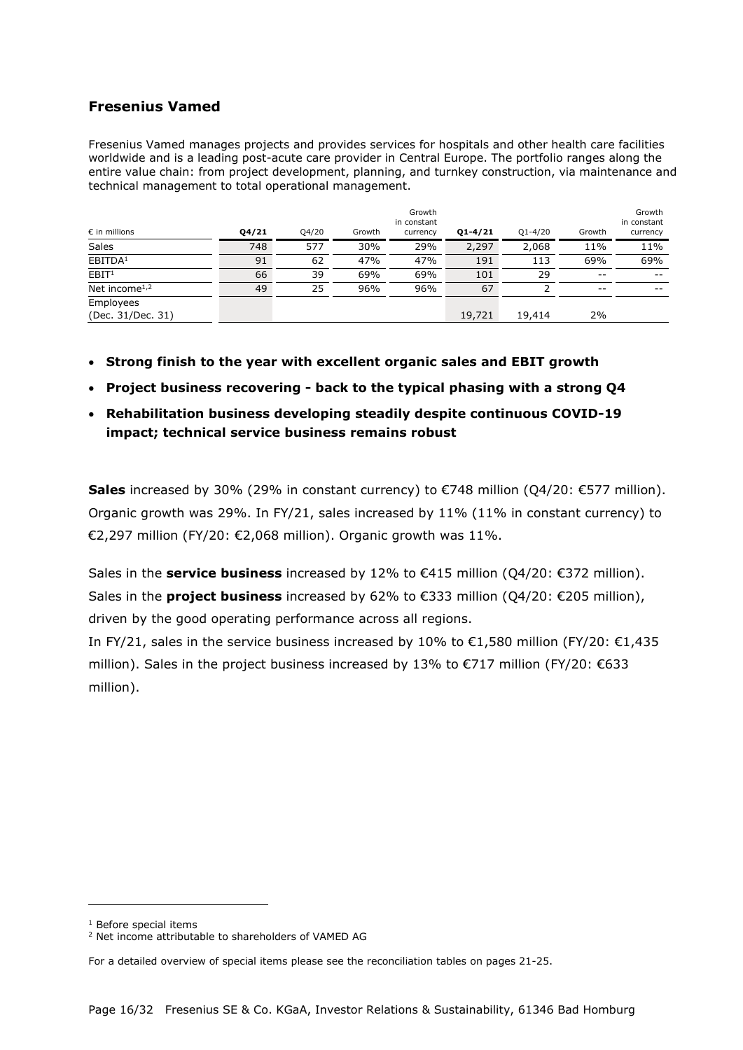## Fresenius Vamed

Fresenius Vamed manages projects and provides services for hospitals and other health care facilities worldwide and is a leading post-acute care provider in Central Europe. The portfolio ranges along the entire value chain: from project development, planning, and turnkey construction, via maintenance and technical management to total operational management.

| € in millions | Q4/21 | Q4/20 | Growth | Growth in constant currency | Q1-4/21 | Q1-4/20 | Growth | Growth in constant currency |
|---|---|---|---|---|---|---|---|---|
| Sales | 748 | 577 | 30% | 29% | 2,297 | 2,068 | 11% | 11% |
| EBITDA[1] | 91 | 62 | 47% | 47% | 191 | 113 | 69% | 69% |
| EBIT[1] | 66 | 39 | 69% | 69% | 101 | 29 | -- | -- |
| Net income[1,2] | 49 | 25 | 96% | 96% | 67 | 2 | -- | -- |
| Employees (Dec. 31/Dec. 31) | | | | | 19,721 | 19,414 | 2% | |

- **Strong finish to the year with excellent organic sales and EBIT growth**
- **Project business recovering - back to the typical phasing with a strong Q4**
- **Rehabilitation business developing steadily despite continuous COVID-19 impact; technical service business remains robust**

**Sales** increased by 30% (29% in constant currency) to €748 million (Q4/20: €577 million). Organic growth was 29%. In FY/21, sales increased by 11% (11% in constant currency) to €2,297 million (FY/20: €2,068 million). Organic growth was 11%.

Sales in the **service business** increased by 12% to €415 million (Q4/20: €372 million). Sales in the **project business** increased by 62% to €333 million (Q4/20: €205 million), driven by the good operating performance across all regions.

In FY/21, sales in the service business increased by 10% to €1,580 million (FY/20: €1,435 million). Sales in the project business increased by 13% to €717 million (FY/20: €633 million).

[1] Before special items

[2] Net income attributable to shareholders of VAMED AG

For a detailed overview of special items please see the reconciliation tables on pages 21-25.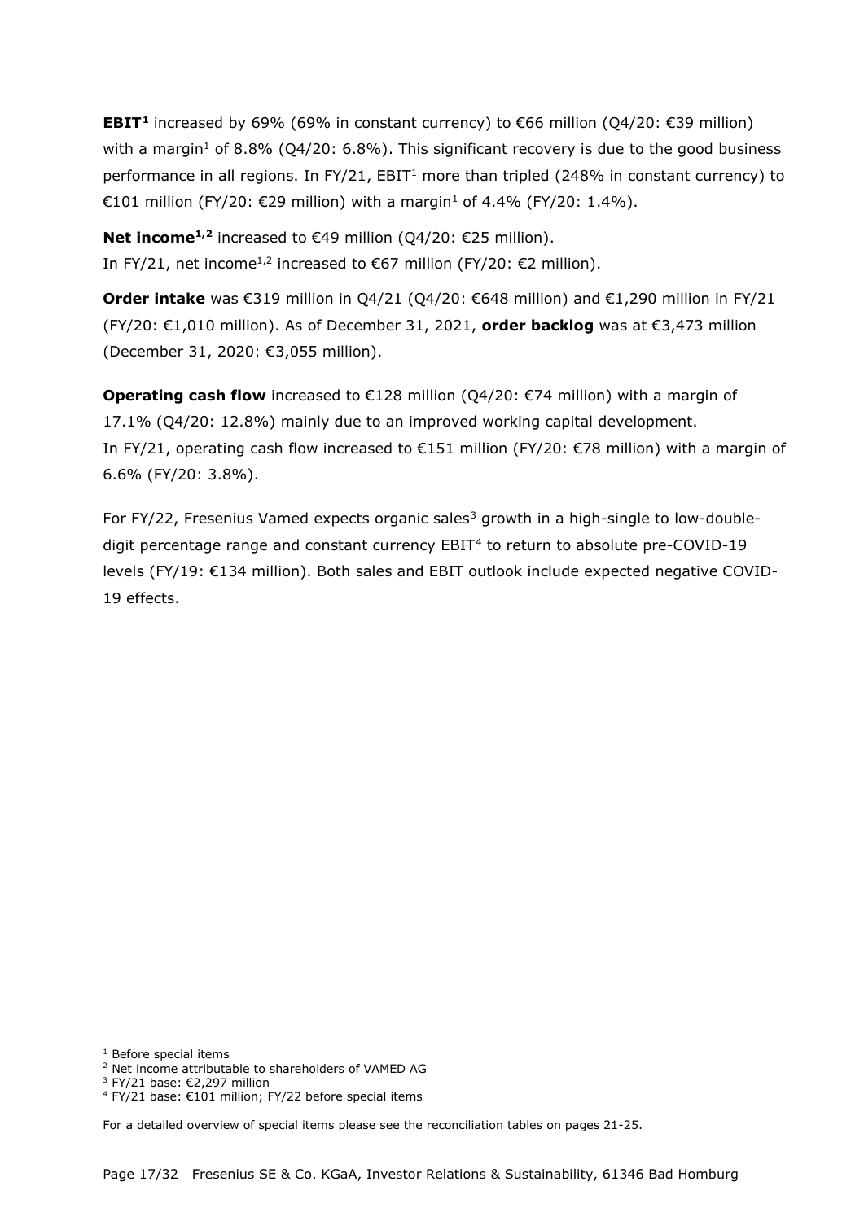**EBIT[1]** increased by 69% (69% in constant currency) to €66 million (Q4/20: €39 million) with a margin[1] of 8.8% (Q4/20: 6.8%). This significant recovery is due to the good business performance in all regions. In FY/21, EBIT[1] more than tripled (248% in constant currency) to €101 million (FY/20: €29 million) with a margin[1] of 4.4% (FY/20: 1.4%).

**Net income[1,2]** increased to €49 million (Q4/20: €25 million).
In FY/21, net income[1,2] increased to €67 million (FY/20: €2 million).

**Order intake** was €319 million in Q4/21 (Q4/20: €648 million) and €1,290 million in FY/21 (FY/20: €1,010 million). As of December 31, 2021, **order backlog** was at €3,473 million (December 31, 2020: €3,055 million).

**Operating cash flow** increased to €128 million (Q4/20: €74 million) with a margin of 17.1% (Q4/20: 12.8%) mainly due to an improved working capital development.
In FY/21, operating cash flow increased to €151 million (FY/20: €78 million) with a margin of 6.6% (FY/20: 3.8%).

For FY/22, Fresenius Vamed expects organic sales[3] growth in a high-single to low-double-digit percentage range and constant currency EBIT[4] to return to absolute pre-COVID-19 levels (FY/19: €134 million). Both sales and EBIT outlook include expected negative COVID-19 effects.

---

[1] Before special items
[2] Net income attributable to shareholders of VAMED AG
[3] FY/21 base: €2,297 million
[4] FY/21 base: €101 million; FY/22 before special items

For a detailed overview of special items please see the reconciliation tables on pages 21-25.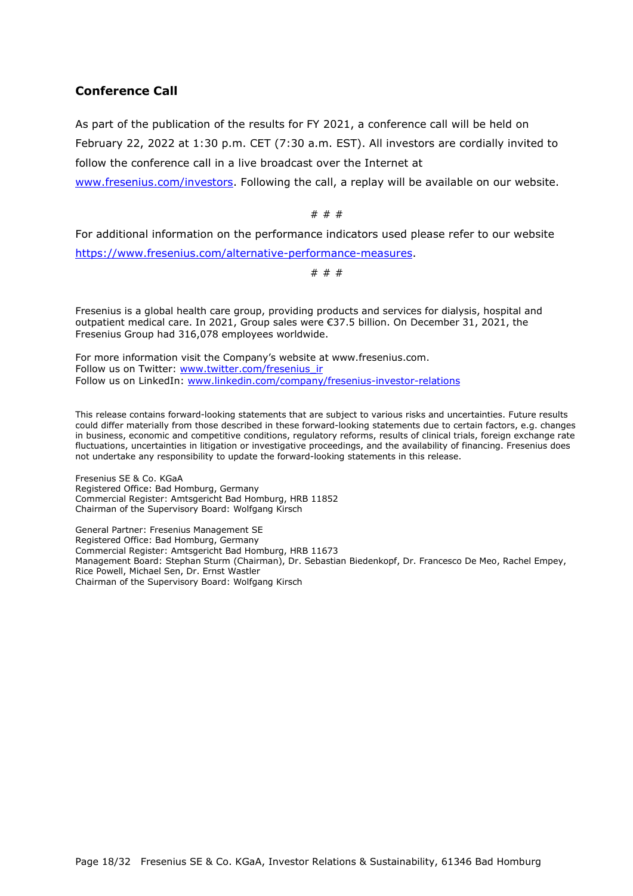## Conference Call

As part of the publication of the results for FY 2021, a conference call will be held on February 22, 2022 at 1:30 p.m. CET (7:30 a.m. EST). All investors are cordially invited to follow the conference call in a live broadcast over the Internet at www.fresenius.com/investors. Following the call, a replay will be available on our website.

# # #

For additional information on the performance indicators used please refer to our website https://www.fresenius.com/alternative-performance-measures.

# # #

Fresenius is a global health care group, providing products and services for dialysis, hospital and outpatient medical care. In 2021, Group sales were €37.5 billion. On December 31, 2021, the Fresenius Group had 316,078 employees worldwide.

For more information visit the Company's website at www.fresenius.com.
Follow us on Twitter: www.twitter.com/fresenius_ir
Follow us on LinkedIn: www.linkedin.com/company/fresenius-investor-relations

This release contains forward-looking statements that are subject to various risks and uncertainties. Future results could differ materially from those described in these forward-looking statements due to certain factors, e.g. changes in business, economic and competitive conditions, regulatory reforms, results of clinical trials, foreign exchange rate fluctuations, uncertainties in litigation or investigative proceedings, and the availability of financing. Fresenius does not undertake any responsibility to update the forward-looking statements in this release.

Fresenius SE & Co. KGaA
Registered Office: Bad Homburg, Germany
Commercial Register: Amtsgericht Bad Homburg, HRB 11852
Chairman of the Supervisory Board: Wolfgang Kirsch

General Partner: Fresenius Management SE
Registered Office: Bad Homburg, Germany
Commercial Register: Amtsgericht Bad Homburg, HRB 11673
Management Board: Stephan Sturm (Chairman), Dr. Sebastian Biedenkopf, Dr. Francesco De Meo, Rachel Empey, Rice Powell, Michael Sen, Dr. Ernst Wastler
Chairman of the Supervisory Board: Wolfgang Kirsch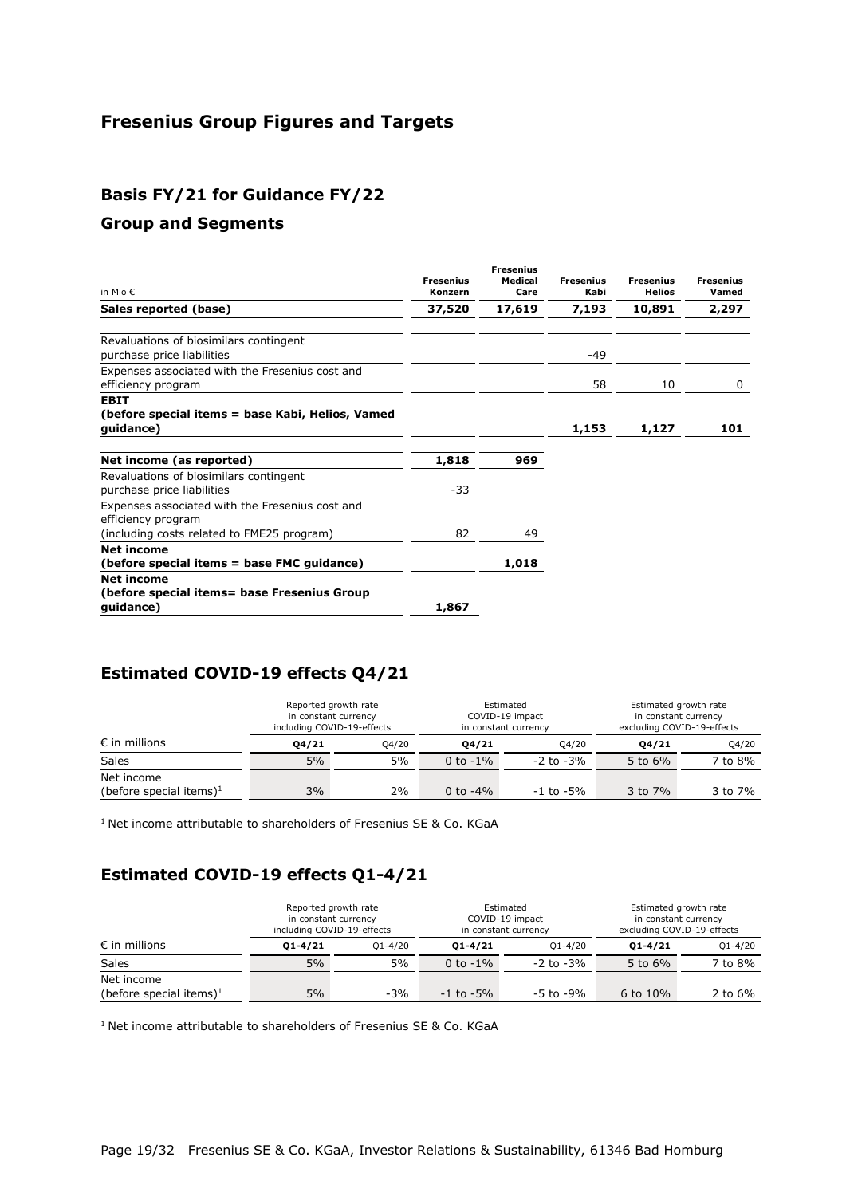# Fresenius Group Figures and Targets

## Basis FY/21 for Guidance FY/22

## Group and Segments

| in Mio € | Fresenius Konzern | Fresenius Medical Care | Fresenius Kabi | Fresenius Helios | Fresenius Vamed |
|---|---|---|---|---|---|
| **Sales reported (base)** | **37,520** | **17,619** | **7,193** | **10,891** | **2,297** |
| Revaluations of biosimilars contingent purchase price liabilities | | | -49 | | |
| Expenses associated with the Fresenius cost and efficiency program | | | 58 | 10 | 0 |
| **EBIT (before special items = base Kabi, Helios, Vamed guidance)** | | | **1,153** | **1,127** | **101** |
| **Net income (as reported)** | **1,818** | **969** | | | |
| Revaluations of biosimilars contingent purchase price liabilities | -33 | | | | |
| Expenses associated with the Fresenius cost and efficiency program (including costs related to FME25 program) | 82 | 49 | | | |
| **Net income (before special items = base FMC guidance)** | | **1,018** | | | |
| **Net income (before special items= base Fresenius Group guidance)** | **1,867** | | | | |

## Estimated COVID-19 effects Q4/21

| | Reported growth rate in constant currency including COVID-19-effects | | Estimated COVID-19 impact in constant currency | | Estimated growth rate in constant currency excluding COVID-19-effects | |
|---|---|---|---|---|---|---|
| € in millions | **Q4/21** | Q4/20 | **Q4/21** | Q4/20 | **Q4/21** | Q4/20 |
| Sales | 5% | 5% | 0 to -1% | -2 to -3% | 5 to 6% | 7 to 8% |
| Net income (before special items)[1] | 3% | 2% | 0 to -4% | -1 to -5% | 3 to 7% | 3 to 7% |

[1] Net income attributable to shareholders of Fresenius SE & Co. KGaA

## Estimated COVID-19 effects Q1-4/21

| | Reported growth rate in constant currency including COVID-19-effects | | Estimated COVID-19 impact in constant currency | | Estimated growth rate in constant currency excluding COVID-19-effects | |
|---|---|---|---|---|---|---|
| € in millions | **Q1-4/21** | Q1-4/20 | **Q1-4/21** | Q1-4/20 | **Q1-4/21** | Q1-4/20 |
| Sales | 5% | 5% | 0 to -1% | -2 to -3% | 5 to 6% | 7 to 8% |
| Net income (before special items)[1] | 5% | -3% | -1 to -5% | -5 to -9% | 6 to 10% | 2 to 6% |

[1] Net income attributable to shareholders of Fresenius SE & Co. KGaA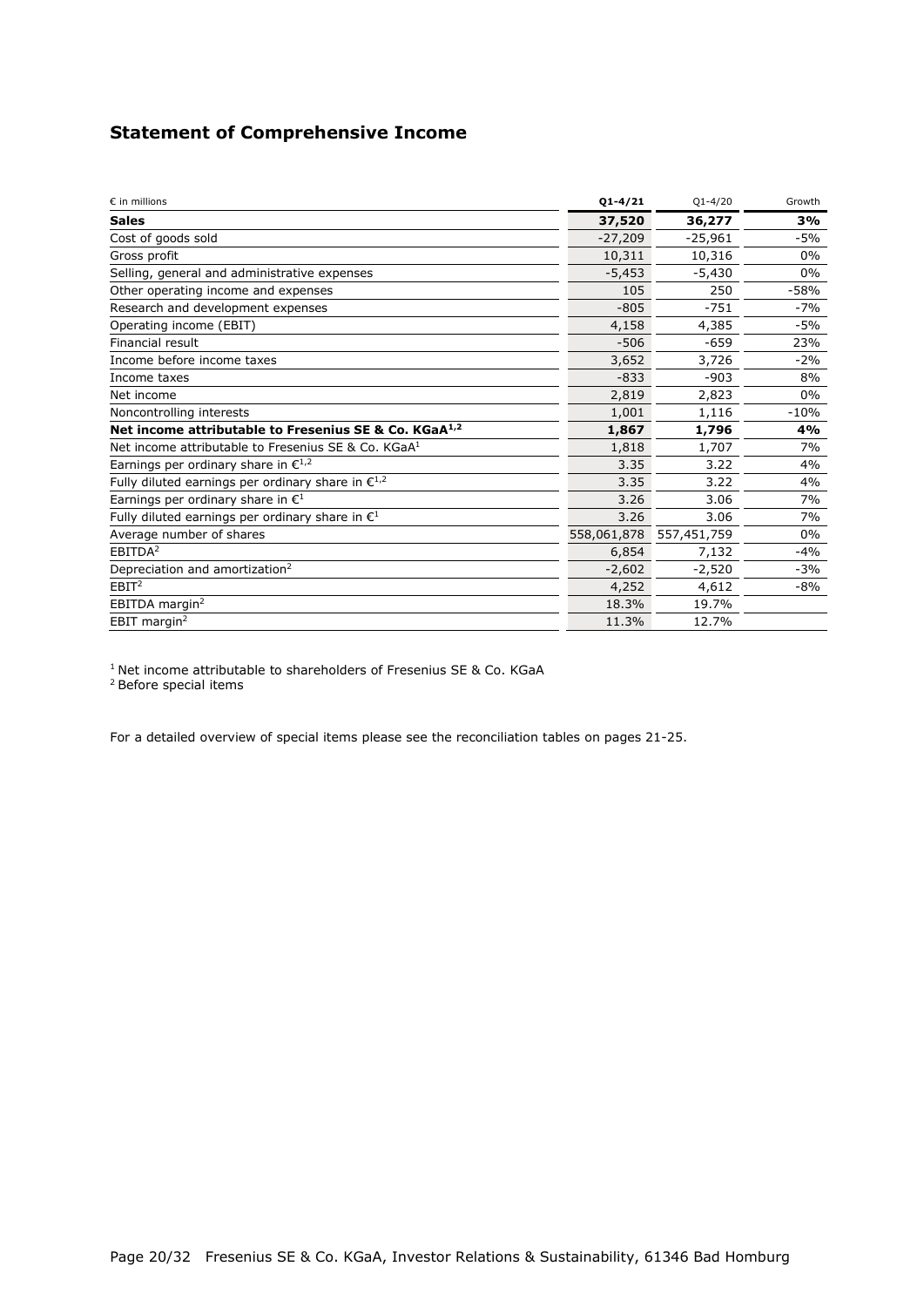## Statement of Comprehensive Income

| € in millions | Q1-4/21 | Q1-4/20 | Growth |
|---|---|---|---|
| **Sales** | **37,520** | **36,277** | **3%** |
| Cost of goods sold | -27,209 | -25,961 | -5% |
| Gross profit | 10,311 | 10,316 | 0% |
| Selling, general and administrative expenses | -5,453 | -5,430 | 0% |
| Other operating income and expenses | 105 | 250 | -58% |
| Research and development expenses | -805 | -751 | -7% |
| Operating income (EBIT) | 4,158 | 4,385 | -5% |
| Financial result | -506 | -659 | 23% |
| Income before income taxes | 3,652 | 3,726 | -2% |
| Income taxes | -833 | -903 | 8% |
| Net income | 2,819 | 2,823 | 0% |
| Noncontrolling interests | 1,001 | 1,116 | -10% |
| **Net income attributable to Fresenius SE & Co. KGaA[1,2]** | **1,867** | **1,796** | **4%** |
| Net income attributable to Fresenius SE & Co. KGaA[1] | 1,818 | 1,707 | 7% |
| Earnings per ordinary share in €[1,2] | 3.35 | 3.22 | 4% |
| Fully diluted earnings per ordinary share in €[1,2] | 3.35 | 3.22 | 4% |
| Earnings per ordinary share in €[1] | 3.26 | 3.06 | 7% |
| Fully diluted earnings per ordinary share in €[1] | 3.26 | 3.06 | 7% |
| Average number of shares | 558,061,878 | 557,451,759 | 0% |
| EBITDA[2] | 6,854 | 7,132 | -4% |
| Depreciation and amortization[2] | -2,602 | -2,520 | -3% |
| EBIT[2] | 4,252 | 4,612 | -8% |
| EBITDA margin[2] | 18.3% | 19.7% | |
| EBIT margin[2] | 11.3% | 12.7% | |

[1] Net income attributable to shareholders of Fresenius SE & Co. KGaA
[2] Before special items

For a detailed overview of special items please see the reconciliation tables on pages 21-25.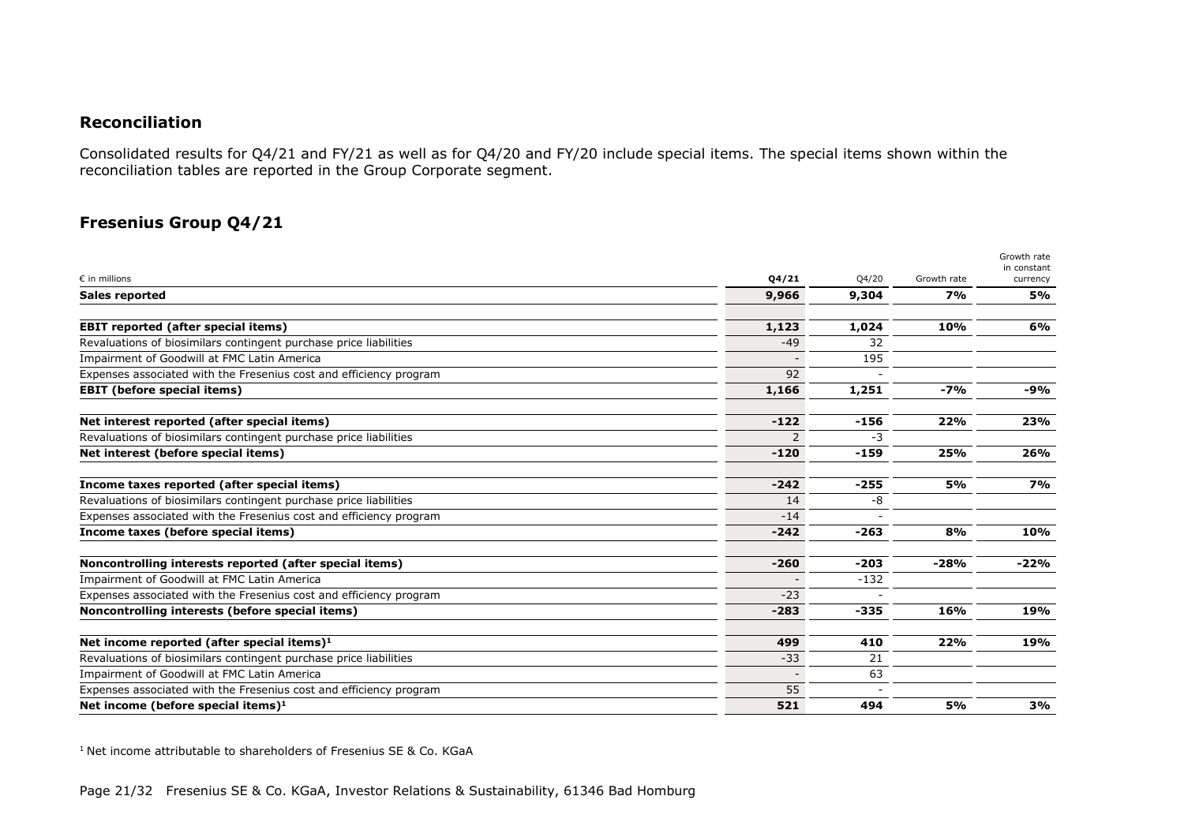## Reconciliation

Consolidated results for Q4/21 and FY/21 as well as for Q4/20 and FY/20 include special items. The special items shown within the reconciliation tables are reported in the Group Corporate segment.

## Fresenius Group Q4/21

| € in millions | Q4/21 | Q4/20 | Growth rate | Growth rate in constant currency |
|---|---|---|---|---|
| **Sales reported** | **9,966** | **9,304** | **7%** | **5%** |
| | | | | |
| **EBIT reported (after special items)** | **1,123** | **1,024** | **10%** | **6%** |
| Revaluations of biosimilars contingent purchase price liabilities | -49 | 32 | | |
| Impairment of Goodwill at FMC Latin America | - | 195 | | |
| Expenses associated with the Fresenius cost and efficiency program | 92 | - | | |
| **EBIT (before special items)** | **1,166** | **1,251** | **-7%** | **-9%** |
| | | | | |
| **Net interest reported (after special items)** | **-122** | **-156** | **22%** | **23%** |
| Revaluations of biosimilars contingent purchase price liabilities | 2 | -3 | | |
| **Net interest (before special items)** | **-120** | **-159** | **25%** | **26%** |
| | | | | |
| **Income taxes reported (after special items)** | **-242** | **-255** | **5%** | **7%** |
| Revaluations of biosimilars contingent purchase price liabilities | 14 | -8 | | |
| Expenses associated with the Fresenius cost and efficiency program | -14 | - | | |
| **Income taxes (before special items)** | **-242** | **-263** | **8%** | **10%** |
| | | | | |
| **Noncontrolling interests reported (after special items)** | **-260** | **-203** | **-28%** | **-22%** |
| Impairment of Goodwill at FMC Latin America | - | -132 | | |
| Expenses associated with the Fresenius cost and efficiency program | -23 | - | | |
| **Noncontrolling interests (before special items)** | **-283** | **-335** | **16%** | **19%** |
| | | | | |
| **Net income reported (after special items)[1]** | **499** | **410** | **22%** | **19%** |
| Revaluations of biosimilars contingent purchase price liabilities | -33 | 21 | | |
| Impairment of Goodwill at FMC Latin America | - | 63 | | |
| Expenses associated with the Fresenius cost and efficiency program | 55 | - | | |
| **Net income (before special items)[1]** | **521** | **494** | **5%** | **3%** |

[1] Net income attributable to shareholders of Fresenius SE & Co. KGaA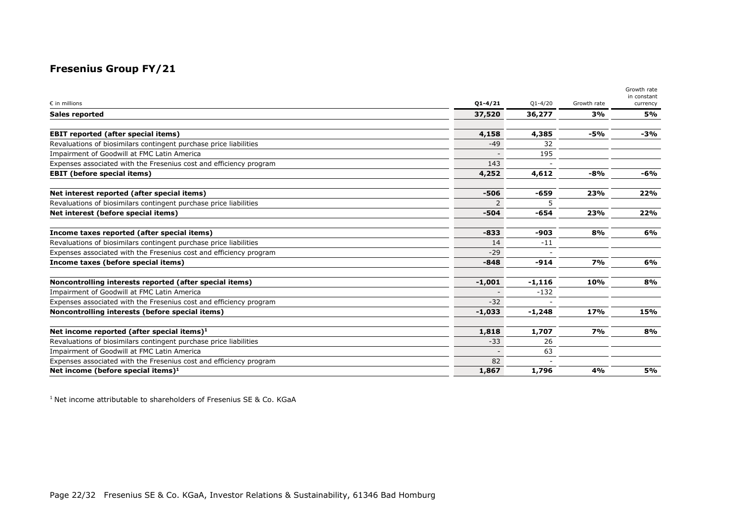## Fresenius Group FY/21

| € in millions | Q1-4/21 | Q1-4/20 | Growth rate | Growth rate in constant currency |
|---|---|---|---|---|
| **Sales reported** | **37,520** | **36,277** | **3%** | **5%** |
| | | | | |
| **EBIT reported (after special items)** | **4,158** | **4,385** | **-5%** | **-3%** |
| Revaluations of biosimilars contingent purchase price liabilities | -49 | 32 | | |
| Impairment of Goodwill at FMC Latin America | - | 195 | | |
| Expenses associated with the Fresenius cost and efficiency program | 143 | - | | |
| **EBIT (before special items)** | **4,252** | **4,612** | **-8%** | **-6%** |
| | | | | |
| **Net interest reported (after special items)** | **-506** | **-659** | **23%** | **22%** |
| Revaluations of biosimilars contingent purchase price liabilities | 2 | 5 | | |
| **Net interest (before special items)** | **-504** | **-654** | **23%** | **22%** |
| | | | | |
| **Income taxes reported (after special items)** | **-833** | **-903** | **8%** | **6%** |
| Revaluations of biosimilars contingent purchase price liabilities | 14 | -11 | | |
| Expenses associated with the Fresenius cost and efficiency program | -29 | - | | |
| **Income taxes (before special items)** | **-848** | **-914** | **7%** | **6%** |
| | | | | |
| **Noncontrolling interests reported (after special items)** | **-1,001** | **-1,116** | **10%** | **8%** |
| Impairment of Goodwill at FMC Latin America | - | -132 | | |
| Expenses associated with the Fresenius cost and efficiency program | -32 | - | | |
| **Noncontrolling interests (before special items)** | **-1,033** | **-1,248** | **17%** | **15%** |
| | | | | |
| **Net income reported (after special items)[1]** | **1,818** | **1,707** | **7%** | **8%** |
| Revaluations of biosimilars contingent purchase price liabilities | -33 | 26 | | |
| Impairment of Goodwill at FMC Latin America | - | 63 | | |
| Expenses associated with the Fresenius cost and efficiency program | 82 | - | | |
| **Net income (before special items)[1]** | **1,867** | **1,796** | **4%** | **5%** |

[1] Net income attributable to shareholders of Fresenius SE & Co. KGaA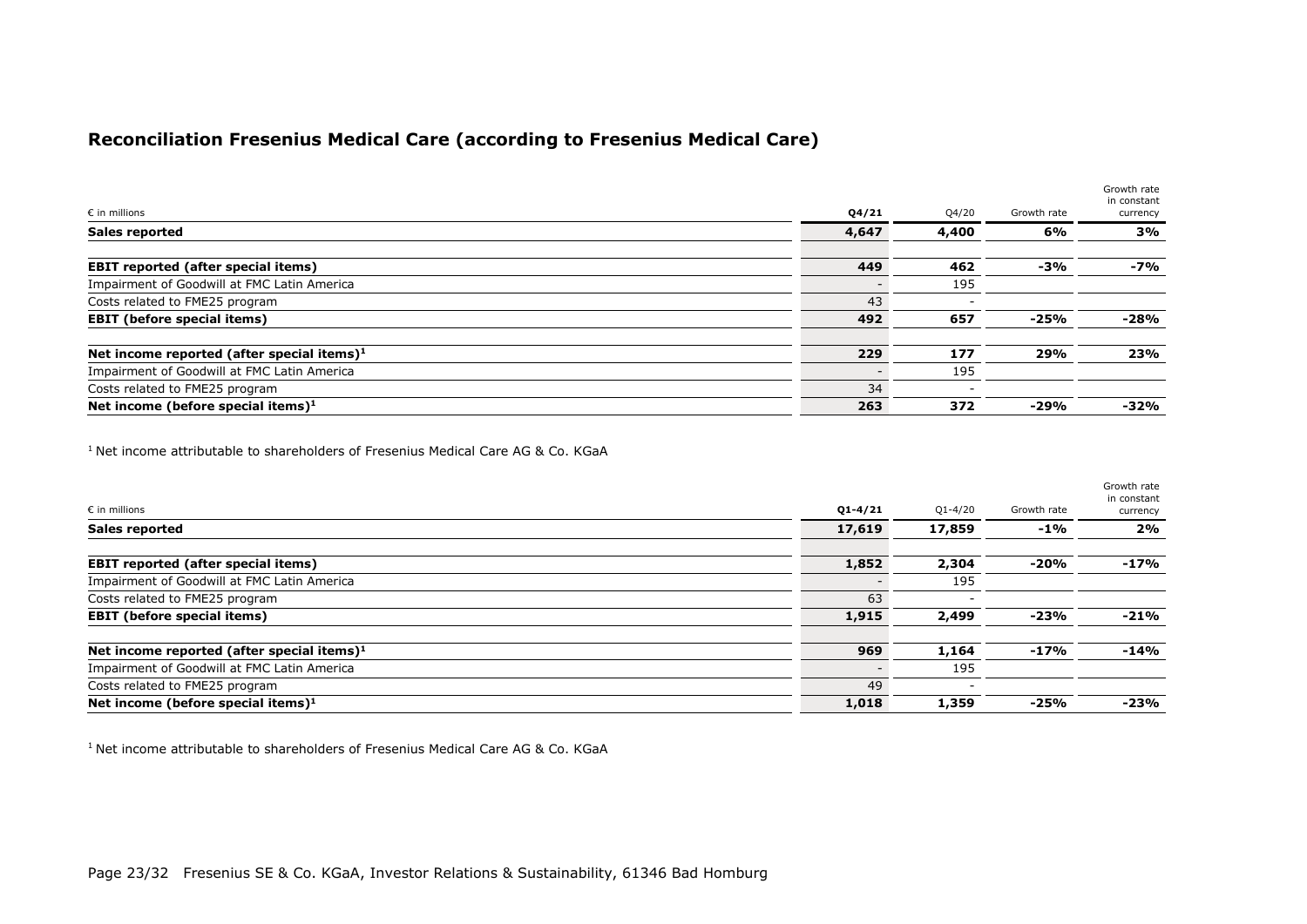## Reconciliation Fresenius Medical Care (according to Fresenius Medical Care)

| € in millions | Q4/21 | Q4/20 | Growth rate | Growth rate in constant currency |
|---|---|---|---|---|
| **Sales reported** | **4,647** | **4,400** | **6%** | **3%** |
| | | | | |
| **EBIT reported (after special items)** | **449** | **462** | **-3%** | **-7%** |
| Impairment of Goodwill at FMC Latin America | - | 195 | | |
| Costs related to FME25 program | 43 | - | | |
| **EBIT (before special items)** | **492** | **657** | **-25%** | **-28%** |
| | | | | |
| **Net income reported (after special items)[1]** | **229** | **177** | **29%** | **23%** |
| Impairment of Goodwill at FMC Latin America | - | 195 | | |
| Costs related to FME25 program | 34 | - | | |
| **Net income (before special items)[1]** | **263** | **372** | **-29%** | **-32%** |

[1] Net income attributable to shareholders of Fresenius Medical Care AG & Co. KGaA

| € in millions | Q1-4/21 | Q1-4/20 | Growth rate | Growth rate in constant currency |
|---|---|---|---|---|
| **Sales reported** | **17,619** | **17,859** | **-1%** | **2%** |
| | | | | |
| **EBIT reported (after special items)** | **1,852** | **2,304** | **-20%** | **-17%** |
| Impairment of Goodwill at FMC Latin America | - | 195 | | |
| Costs related to FME25 program | 63 | - | | |
| **EBIT (before special items)** | **1,915** | **2,499** | **-23%** | **-21%** |
| | | | | |
| **Net income reported (after special items)[1]** | **969** | **1,164** | **-17%** | **-14%** |
| Impairment of Goodwill at FMC Latin America | - | 195 | | |
| Costs related to FME25 program | 49 | - | | |
| **Net income (before special items)[1]** | **1,018** | **1,359** | **-25%** | **-23%** |

[1] Net income attributable to shareholders of Fresenius Medical Care AG & Co. KGaA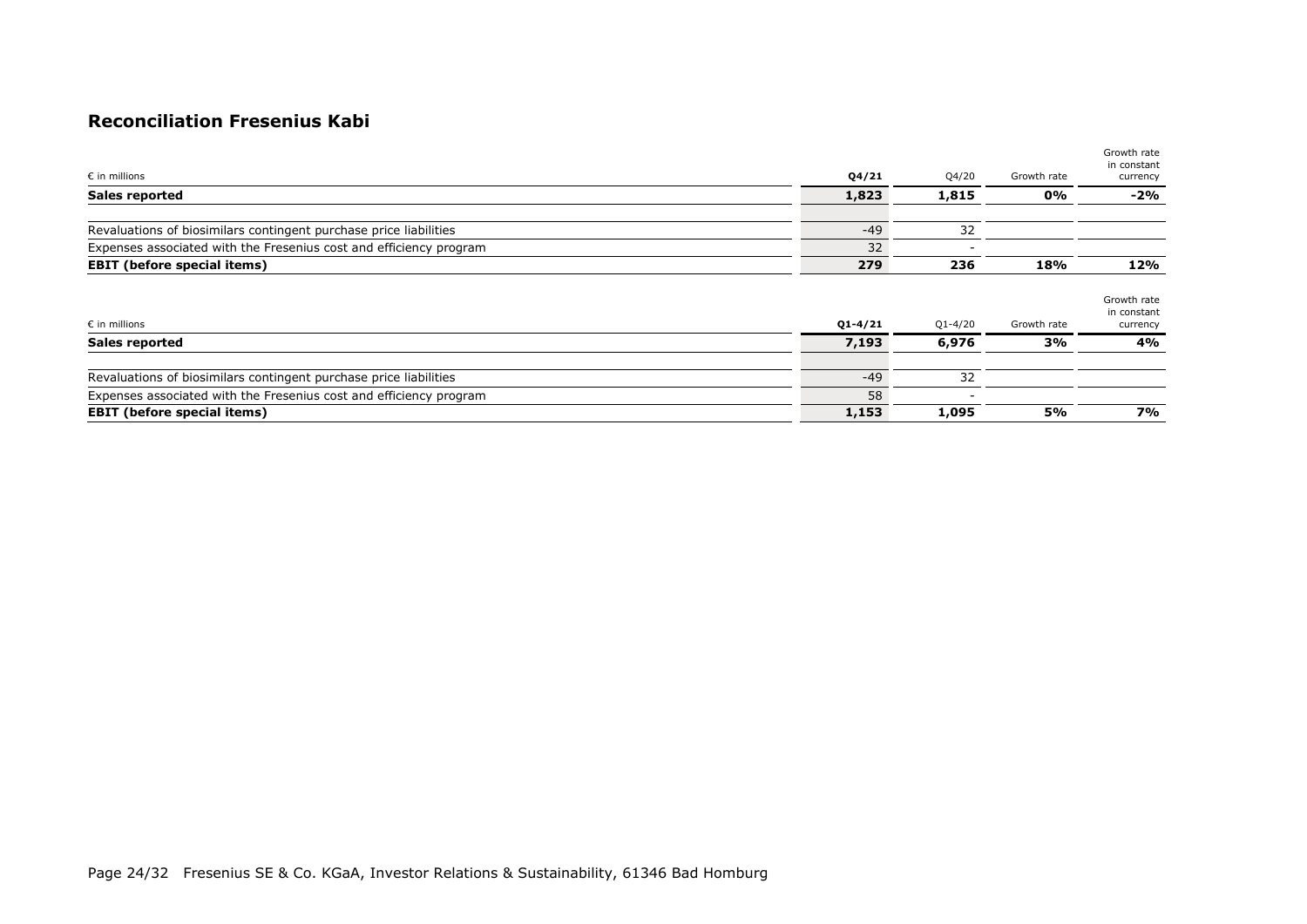## Reconciliation Fresenius Kabi

| € in millions | Q4/21 | Q4/20 | Growth rate | Growth rate in constant currency |
|---|---|---|---|---|
| **Sales reported** | **1,823** | **1,815** | **0%** | **-2%** |
| | | | | |
| Revaluations of biosimilars contingent purchase price liabilities | -49 | 32 | | |
| Expenses associated with the Fresenius cost and efficiency program | 32 | - | | |
| **EBIT (before special items)** | **279** | **236** | **18%** | **12%** |

| € in millions | Q1-4/21 | Q1-4/20 | Growth rate | Growth rate in constant currency |
|---|---|---|---|---|
| **Sales reported** | **7,193** | **6,976** | **3%** | **4%** |
| | | | | |
| Revaluations of biosimilars contingent purchase price liabilities | -49 | 32 | | |
| Expenses associated with the Fresenius cost and efficiency program | 58 | - | | |
| **EBIT (before special items)** | **1,153** | **1,095** | **5%** | **7%** |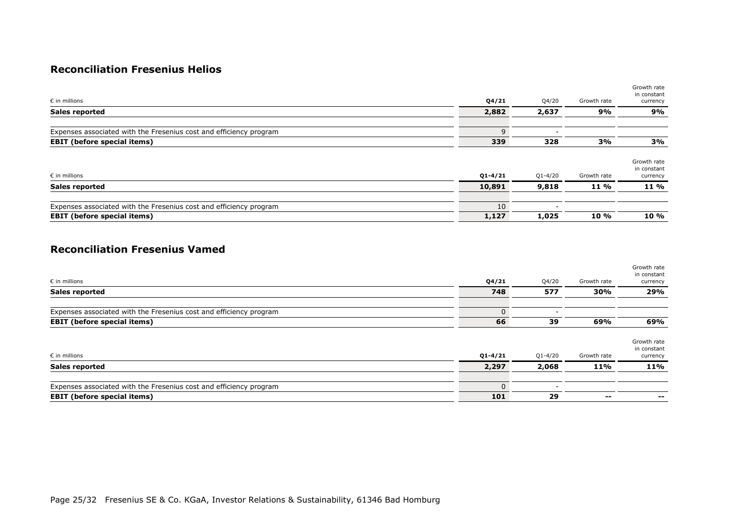## Reconciliation Fresenius Helios

| € in millions | Q4/21 | Q4/20 | Growth rate | Growth rate in constant currency |
|---|---|---|---|---|
| **Sales reported** | **2,882** | **2,637** | **9%** | **9%** |
| | | | | |
| Expenses associated with the Fresenius cost and efficiency program | 9 | - | | |
| **EBIT (before special items)** | **339** | **328** | **3%** | **3%** |

| € in millions | Q1-4/21 | Q1-4/20 | Growth rate | Growth rate in constant currency |
|---|---|---|---|---|
| **Sales reported** | **10,891** | **9,818** | **11 %** | **11 %** |
| | | | | |
| Expenses associated with the Fresenius cost and efficiency program | 10 | - | | |
| **EBIT (before special items)** | **1,127** | **1,025** | **10 %** | **10 %** |

## Reconciliation Fresenius Vamed

| € in millions | Q4/21 | Q4/20 | Growth rate | Growth rate in constant currency |
|---|---|---|---|---|
| **Sales reported** | **748** | **577** | **30%** | **29%** |
| | | | | |
| Expenses associated with the Fresenius cost and efficiency program | 0 | - | | |
| **EBIT (before special items)** | **66** | **39** | **69%** | **69%** |

| € in millions | Q1-4/21 | Q1-4/20 | Growth rate | Growth rate in constant currency |
|---|---|---|---|---|
| **Sales reported** | **2,297** | **2,068** | **11%** | **11%** |
| | | | | |
| Expenses associated with the Fresenius cost and efficiency program | 0 | - | | |
| **EBIT (before special items)** | **101** | **29** | **--** | **--** |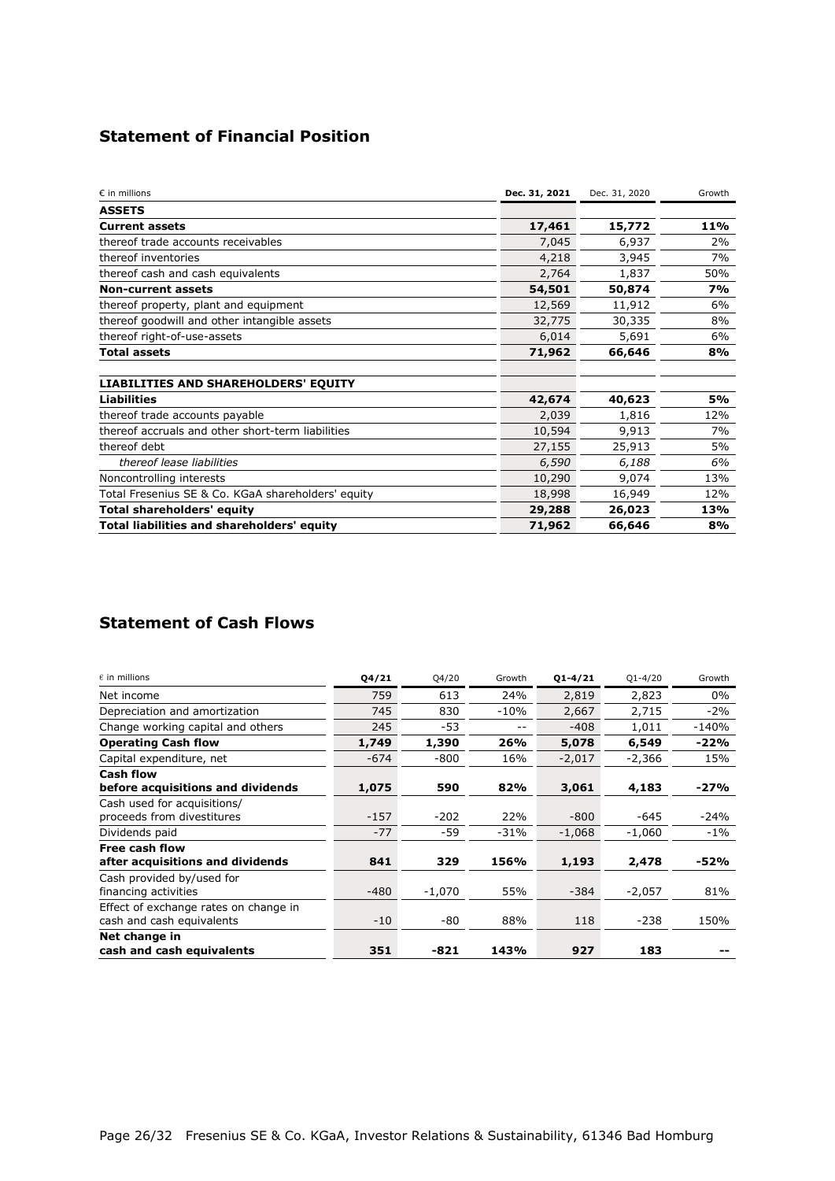## Statement of Financial Position

| € in millions | Dec. 31, 2021 | Dec. 31, 2020 | Growth |
|---|---|---|---|
| **ASSETS** | | | |
| **Current assets** | **17,461** | **15,772** | **11%** |
| thereof trade accounts receivables | 7,045 | 6,937 | 2% |
| thereof inventories | 4,218 | 3,945 | 7% |
| thereof cash and cash equivalents | 2,764 | 1,837 | 50% |
| **Non-current assets** | **54,501** | **50,874** | **7%** |
| thereof property, plant and equipment | 12,569 | 11,912 | 6% |
| thereof goodwill and other intangible assets | 32,775 | 30,335 | 8% |
| thereof right-of-use-assets | 6,014 | 5,691 | 6% |
| **Total assets** | **71,962** | **66,646** | **8%** |
| | | | |
| **LIABILITIES AND SHAREHOLDERS' EQUITY** | | | |
| **Liabilities** | **42,674** | **40,623** | **5%** |
| thereof trade accounts payable | 2,039 | 1,816 | 12% |
| thereof accruals and other short-term liabilities | 10,594 | 9,913 | 7% |
| thereof debt | 27,155 | 25,913 | 5% |
| *thereof lease liabilities* | *6,590* | *6,188* | *6%* |
| Noncontrolling interests | 10,290 | 9,074 | 13% |
| Total Fresenius SE & Co. KGaA shareholders' equity | 18,998 | 16,949 | 12% |
| **Total shareholders' equity** | **29,288** | **26,023** | **13%** |
| **Total liabilities and shareholders' equity** | **71,962** | **66,646** | **8%** |

## Statement of Cash Flows

| € in millions | Q4/21 | Q4/20 | Growth | Q1-4/21 | Q1-4/20 | Growth |
|---|---|---|---|---|---|---|
| Net income | 759 | 613 | 24% | 2,819 | 2,823 | 0% |
| Depreciation and amortization | 745 | 830 | -10% | 2,667 | 2,715 | -2% |
| Change working capital and others | 245 | -53 | -- | -408 | 1,011 | -140% |
| **Operating Cash flow** | **1,749** | **1,390** | **26%** | **5,078** | **6,549** | **-22%** |
| Capital expenditure, net | -674 | -800 | 16% | -2,017 | -2,366 | 15% |
| **Cash flow before acquisitions and dividends** | **1,075** | **590** | **82%** | **3,061** | **4,183** | **-27%** |
| Cash used for acquisitions/ proceeds from divestitures | -157 | -202 | 22% | -800 | -645 | -24% |
| Dividends paid | -77 | -59 | -31% | -1,068 | -1,060 | -1% |
| **Free cash flow after acquisitions and dividends** | **841** | **329** | **156%** | **1,193** | **2,478** | **-52%** |
| Cash provided by/used for financing activities | -480 | -1,070 | 55% | -384 | -2,057 | 81% |
| Effect of exchange rates on change in cash and cash equivalents | -10 | -80 | 88% | 118 | -238 | 150% |
| **Net change in cash and cash equivalents** | **351** | **-821** | **143%** | **927** | **183** | **--** |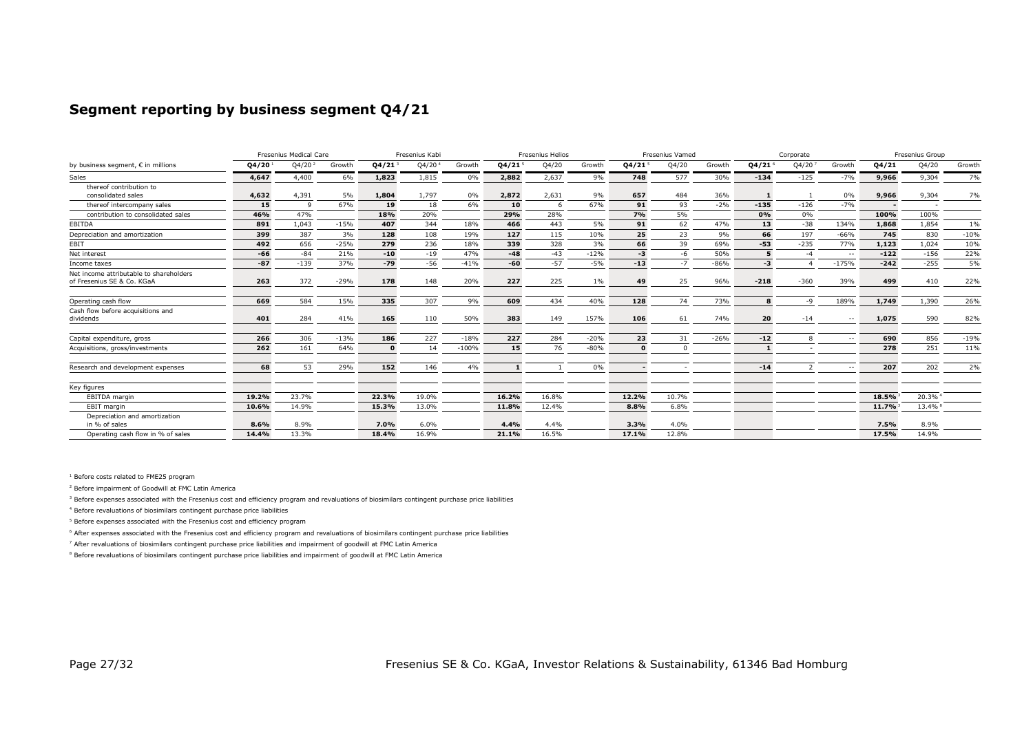## Segment reporting by business segment Q4/21

| by business segment, € in millions | Fresenius Medical Care | | | Fresenius Kabi | | | Fresenius Helios | | | Fresenius Vamed | | | Corporate | | | Fresenius Group | | |
|---|---|---|---|---|---|---|---|---|---|---|---|---|---|---|---|---|---|---|
| | **Q4/20** [1] | Q4/20 [2] | Growth | **Q4/21** [3] | Q4/20 [4] | Growth | **Q4/21** [5] | Q4/20 | Growth | **Q4/21** [5] | Q4/20 | Growth | **Q4/21** [6] | Q4/20 [7] | Growth | **Q4/21** | Q4/20 | Growth |
| Sales | **4,647** | 4,400 | 6% | **1,823** | 1,815 | 0% | **2,882** | 2,637 | 9% | **748** | 577 | 30% | **-134** | -125 | -7% | **9,966** | 9,304 | 7% |
| thereof contribution to consolidated sales | **4,632** | 4,391 | 5% | **1,804** | 1,797 | 0% | **2,872** | 2,631 | 9% | **657** | 484 | 36% | **1** | 1 | 0% | **9,966** | 9,304 | 7% |
| thereof intercompany sales | **15** | 9 | 67% | **19** | 18 | 6% | **10** | 6 | 67% | **91** | 93 | -2% | **-135** | -126 | -7% | **-** | - | |
| contribution to consolidated sales | **46%** | 47% | | **18%** | 20% | | **29%** | 28% | | **7%** | 5% | | **0%** | 0% | | **100%** | 100% | |
| EBITDA | **891** | 1,043 | -15% | **407** | 344 | 18% | **466** | 443 | 5% | **91** | 62 | 47% | **13** | -38 | 134% | **1,868** | 1,854 | 1% |
| Depreciation and amortization | **399** | 387 | 3% | **128** | 108 | 19% | **127** | 115 | 10% | **25** | 23 | 9% | **66** | 197 | -66% | **745** | 830 | -10% |
| EBIT | **492** | 656 | -25% | **279** | 236 | 18% | **339** | 328 | 3% | **66** | 39 | 69% | **-53** | -235 | 77% | **1,123** | 1,024 | 10% |
| Net interest | **-66** | -84 | 21% | **-10** | -19 | 47% | **-48** | -43 | -12% | **-3** | -6 | 50% | **5** | -4 | -- | **-122** | -156 | 22% |
| Income taxes | **-87** | -139 | 37% | **-79** | -56 | -41% | **-60** | -57 | -5% | **-13** | -7 | -86% | **-3** | 4 | -175% | **-242** | -255 | 5% |
| Net income attributable to shareholders of Fresenius SE & Co. KGaA | **263** | 372 | -29% | **178** | 148 | 20% | **227** | 225 | 1% | **49** | 25 | 96% | **-218** | -360 | 39% | **499** | 410 | 22% |
| Operating cash flow | **669** | 584 | 15% | **335** | 307 | 9% | **609** | 434 | 40% | **128** | 74 | 73% | **8** | -9 | 189% | **1,749** | 1,390 | 26% |
| Cash flow before acquisitions and dividends | **401** | 284 | 41% | **165** | 110 | 50% | **383** | 149 | 157% | **106** | 61 | 74% | **20** | -14 | -- | **1,075** | 590 | 82% |
| Capital expenditure, gross | **266** | 306 | -13% | **186** | 227 | -18% | **227** | 284 | -20% | **23** | 31 | -26% | **-12** | 8 | -- | **690** | 856 | -19% |
| Acquisitions, gross/investments | **262** | 161 | 64% | **0** | 14 | -100% | **15** | 76 | -80% | **0** | 0 | | **1** | - | | **278** | 251 | 11% |
| Research and development expenses | **68** | 53 | 29% | **152** | 146 | 4% | **1** | 1 | 0% | **-** | - | | **-14** | 2 | -- | **207** | 202 | 2% |
| Key figures | | | | | | | | | | | | | | | | | | |
| EBITDA margin | **19.2%** | 23.7% | | **22.3%** | 19.0% | | **16.2%** | 16.8% | | **12.2%** | 10.7% | | | | | **18.5%** [3] | 20.3% [4] | |
| EBIT margin | **10.6%** | 14.9% | | **15.3%** | 13.0% | | **11.8%** | 12.4% | | **8.8%** | 6.8% | | | | | **11.7%** [3] | 13.4% [8] | |
| Depreciation and amortization in % of sales | **8.6%** | 8.9% | | **7.0%** | 6.0% | | **4.4%** | 4.4% | | **3.3%** | 4.0% | | | | | **7.5%** | 8.9% | |
| Operating cash flow in % of sales | **14.4%** | 13.3% | | **18.4%** | 16.9% | | **21.1%** | 16.5% | | **17.1%** | 12.8% | | | | | **17.5%** | 14.9% | |

[1] Before costs related to FME25 program

[2] Before impairment of Goodwill at FMC Latin America

[3] Before expenses associated with the Fresenius cost and efficiency program and revaluations of biosimilars contingent purchase price liabilities

[4] Before revaluations of biosimilars contingent purchase price liabilities

[5] Before expenses associated with the Fresenius cost and efficiency program

[6] After expenses associated with the Fresenius cost and efficiency program and revaluations of biosimilars contingent purchase price liabilities

[7] After revaluations of biosimilars contingent purchase price liabilities and impairment of goodwill at FMC Latin America

[8] Before revaluations of biosimilars contingent purchase price liabilities and impairment of goodwill at FMC Latin America

Fresenius SE & Co. KGaA, Investor Relations & Sustainability, 61346 Bad Homburg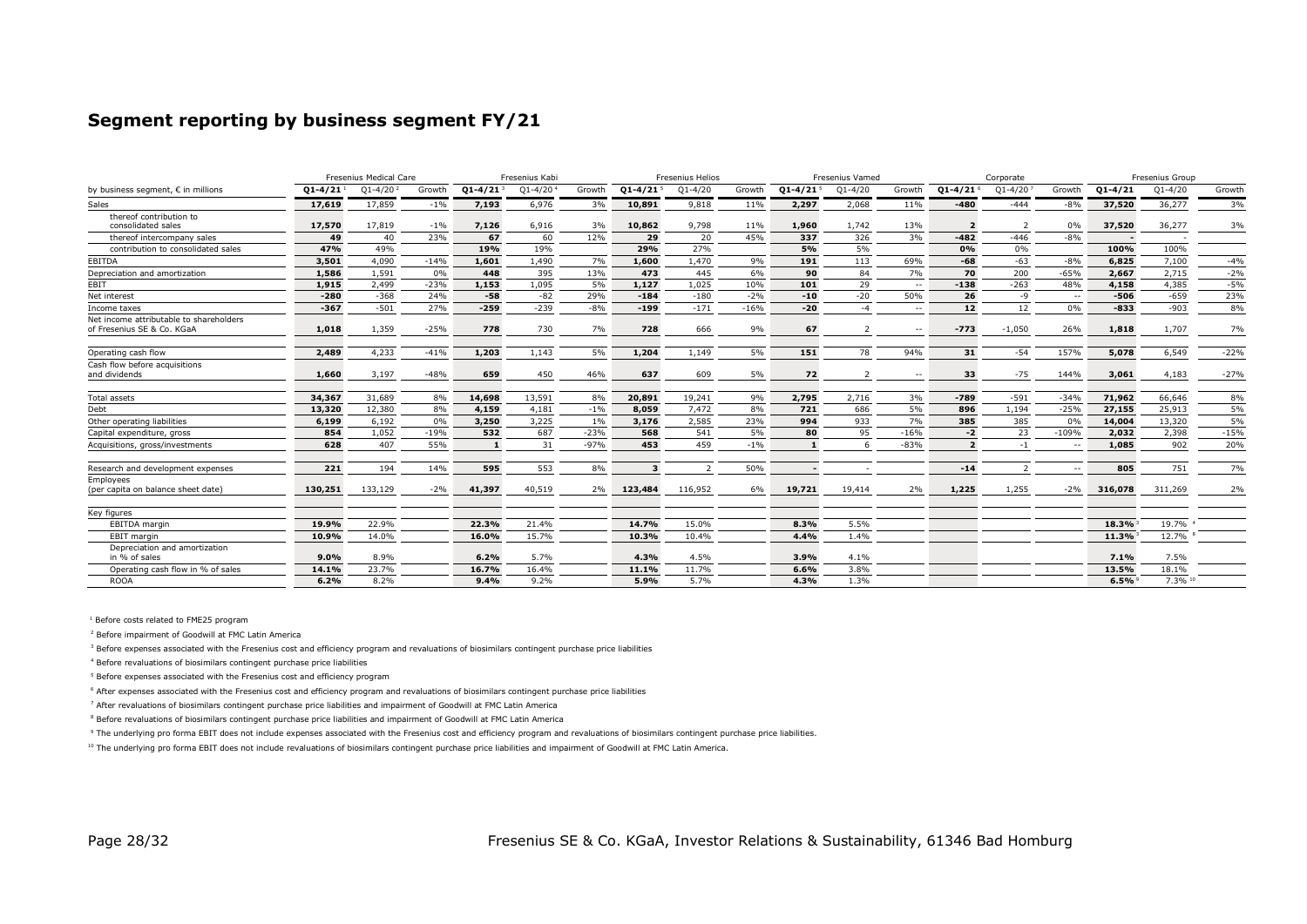## Segment reporting by business segment FY/21

| by business segment, € in millions | Fresenius Medical Care | | | Fresenius Kabi | | | Fresenius Helios | | | Fresenius Vamed | | | Corporate | | | Fresenius Group | | |
|---|---|---|---|---|---|---|---|---|---|---|---|---|---|---|---|---|---|---|
| | Q1-4/21 [1] | Q1-4/20 [2] | Growth | Q1-4/21 [3] | Q1-4/20 [4] | Growth | Q1-4/21 [5] | Q1-4/20 | Growth | Q1-4/21 [5] | Q1-4/20 | Growth | Q1-4/21 [6] | Q1-4/20 [7] | Growth | Q1-4/21 | Q1-4/20 | Growth |
| Sales | **17,619** | 17,859 | -1% | **7,193** | 6,976 | 3% | **10,891** | 9,818 | 11% | **2,297** | 2,068 | 11% | **-480** | -444 | -8% | **37,520** | 36,277 | 3% |
| thereof contribution to consolidated sales | **17,570** | 17,819 | -1% | **7,126** | 6,916 | 3% | **10,862** | 9,798 | 11% | **1,960** | 1,742 | 13% | **2** | 2 | 0% | **37,520** | 36,277 | 3% |
| thereof intercompany sales | **49** | 40 | 23% | **67** | 60 | 12% | **29** | 20 | 45% | **337** | 326 | 3% | **-482** | -446 | -8% | **-** | - | |
| contribution to consolidated sales | **47%** | 49% | | **19%** | 19% | | **29%** | 27% | | **5%** | 5% | | **0%** | 0% | | **100%** | 100% | |
| EBITDA | **3,501** | 4,090 | -14% | **1,601** | 1,490 | 7% | **1,600** | 1,470 | 9% | **191** | 113 | 69% | **-68** | -63 | -8% | **6,825** | 7,100 | -4% |
| Depreciation and amortization | **1,586** | 1,591 | 0% | **448** | 395 | 13% | **473** | 445 | 6% | **90** | 84 | 7% | **70** | 200 | -65% | **2,667** | 2,715 | -2% |
| EBIT | **1,915** | 2,499 | -23% | **1,153** | 1,095 | 5% | **1,127** | 1,025 | 10% | **101** | 29 | -- | **-138** | -263 | 48% | **4,158** | 4,385 | -5% |
| Net interest | **-280** | -368 | 24% | **-58** | -82 | 29% | **-184** | -180 | -2% | **-10** | -20 | 50% | **26** | -9 | -- | **-506** | -659 | 23% |
| Income taxes | **-367** | -501 | 27% | **-259** | -239 | -8% | **-199** | -171 | -16% | **-20** | -4 | -- | **12** | 12 | 0% | **-833** | -903 | 8% |
| Net income attributable to shareholders of Fresenius SE & Co. KGaA | **1,018** | 1,359 | -25% | **778** | 730 | 7% | **728** | 666 | 9% | **67** | 2 | -- | **-773** | -1,050 | 26% | **1,818** | 1,707 | 7% |
| Operating cash flow | **2,489** | 4,233 | -41% | **1,203** | 1,143 | 5% | **1,204** | 1,149 | 5% | **151** | 78 | 94% | **31** | -54 | 157% | **5,078** | 6,549 | -22% |
| Cash flow before acquisitions and dividends | **1,660** | 3,197 | -48% | **659** | 450 | 46% | **637** | 609 | 5% | **72** | 2 | -- | **33** | -75 | 144% | **3,061** | 4,183 | -27% |
| Total assets | **34,367** | 31,689 | 8% | **14,698** | 13,591 | 8% | **20,891** | 19,241 | 9% | **2,795** | 2,716 | 3% | **-789** | -591 | -34% | **71,962** | 66,646 | 8% |
| Debt | **13,320** | 12,380 | 8% | **4,159** | 4,181 | -1% | **8,059** | 7,472 | 8% | **721** | 686 | 5% | **896** | 1,194 | -25% | **27,155** | 25,913 | 5% |
| Other operating liabilities | **6,199** | 6,192 | 0% | **3,250** | 3,225 | 1% | **3,176** | 2,585 | 23% | **994** | 933 | 7% | **385** | 385 | 0% | **14,004** | 13,320 | 5% |
| Capital expenditure, gross | **854** | 1,052 | -19% | **532** | 687 | -23% | **568** | 541 | 5% | **80** | 95 | -16% | **-2** | 23 | -109% | **2,032** | 2,398 | -15% |
| Acquisitions, gross/investments | **628** | 407 | 55% | **1** | 31 | -97% | **453** | 459 | -1% | **1** | 6 | -83% | **2** | -1 | -- | **1,085** | 902 | 20% |
| Research and development expenses | **221** | 194 | 14% | **595** | 553 | 8% | **3** | 2 | 50% | **-** | - | | **-14** | 2 | -- | **805** | 751 | 7% |
| Employees (per capita on balance sheet date) | **130,251** | 133,129 | -2% | **41,397** | 40,519 | 2% | **123,484** | 116,952 | 6% | **19,721** | 19,414 | 2% | **1,225** | 1,255 | -2% | **316,078** | 311,269 | 2% |
| Key figures | | | | | | | | | | | | | | | | | | |
| EBITDA margin | **19.9%** | 22.9% | | **22.3%** | 21.4% | | **14.7%** | 15.0% | | **8.3%** | 5.5% | | | | | **18.3%** [3] | 19.7% [4] | |
| EBIT margin | **10.9%** | 14.0% | | **16.0%** | 15.7% | | **10.3%** | 10.4% | | **4.4%** | 1.4% | | | | | **11.3%** [3] | 12.7% [8] | |
| Depreciation and amortization in % of sales | **9.0%** | 8.9% | | **6.2%** | 5.7% | | **4.3%** | 4.5% | | **3.9%** | 4.1% | | | | | **7.1%** | 7.5% | |
| Operating cash flow in % of sales | **14.1%** | 23.7% | | **16.7%** | 16.4% | | **11.1%** | 11.7% | | **6.6%** | 3.8% | | | | | **13.5%** | 18.1% | |
| ROOA | **6.2%** | 8.2% | | **9.4%** | 9.2% | | **5.9%** | 5.7% | | **4.3%** | 1.3% | | | | | **6.5%** [9] | 7.3% [10] | |

[1] Before costs related to FME25 program

[2] Before impairment of Goodwill at FMC Latin America

[3] Before expenses associated with the Fresenius cost and efficiency program and revaluations of biosimilars contingent purchase price liabilities

[4] Before revaluations of biosimilars contingent purchase price liabilities

[5] Before expenses associated with the Fresenius cost and efficiency program

[6] After expenses associated with the Fresenius cost and efficiency program and revaluations of biosimilars contingent purchase price liabilities

[7] After revaluations of biosimilars contingent purchase price liabilities and impairment of Goodwill at FMC Latin America

[8] Before revaluations of biosimilars contingent purchase price liabilities and impairment of Goodwill at FMC Latin America

[9] The underlying pro forma EBIT does not include expenses associated with the Fresenius cost and efficiency program and revaluations of biosimilars contingent purchase price liabilities.

[10] The underlying pro forma EBIT does not include revaluations of biosimilars contingent purchase price liabilities and impairment of Goodwill at FMC Latin America.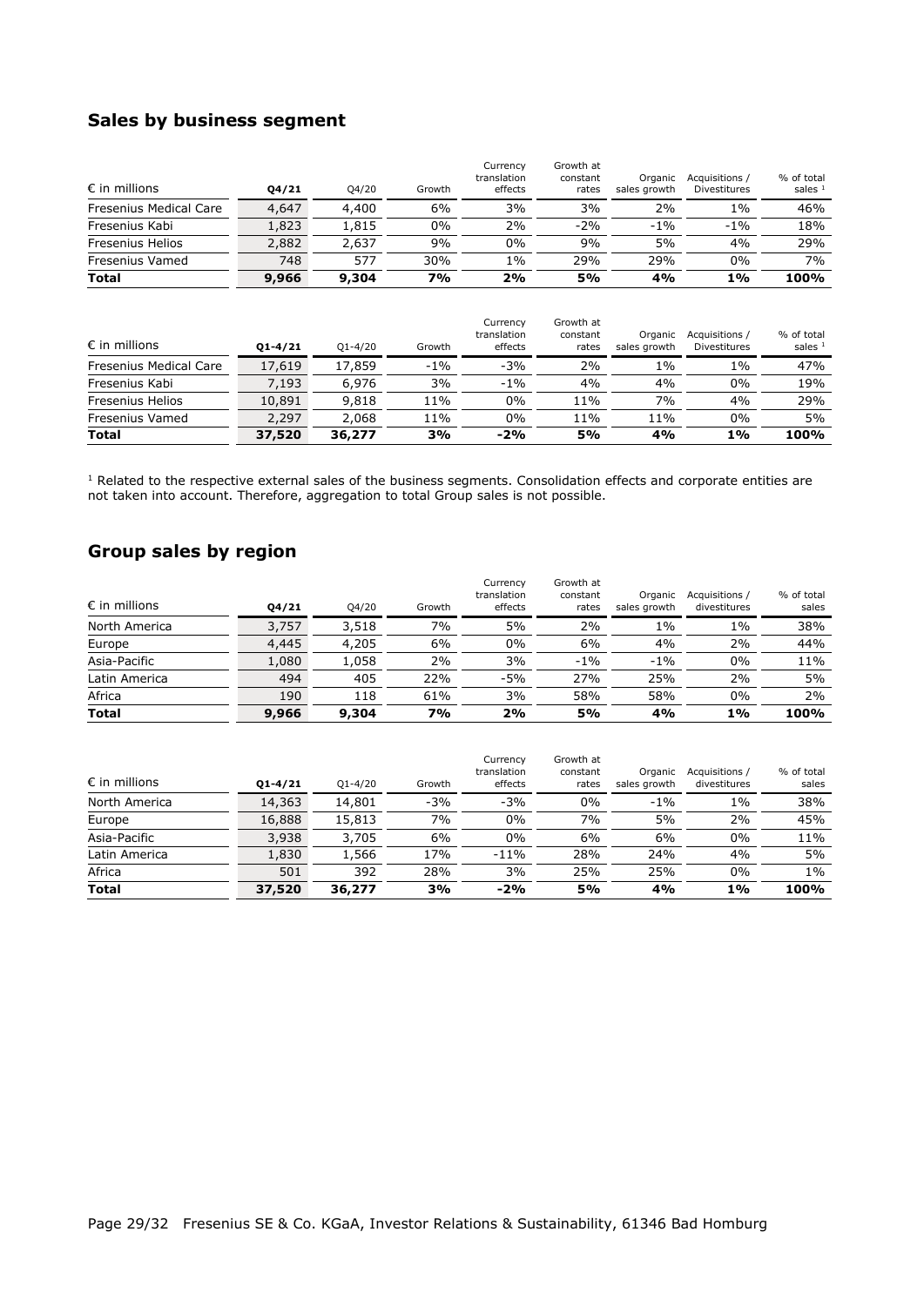## Sales by business segment

| € in millions | Q4/21 | Q4/20 | Growth | Currency translation effects | Growth at constant rates | Organic sales growth | Acquisitions / Divestitures | % of total sales [1] |
|---|---|---|---|---|---|---|---|---|
| Fresenius Medical Care | 4,647 | 4,400 | 6% | 3% | 3% | 2% | 1% | 46% |
| Fresenius Kabi | 1,823 | 1,815 | 0% | 2% | -2% | -1% | -1% | 18% |
| Fresenius Helios | 2,882 | 2,637 | 9% | 0% | 9% | 5% | 4% | 29% |
| Fresenius Vamed | 748 | 577 | 30% | 1% | 29% | 29% | 0% | 7% |
| **Total** | **9,966** | **9,304** | **7%** | **2%** | **5%** | **4%** | **1%** | **100%** |

| € in millions | Q1-4/21 | Q1-4/20 | Growth | Currency translation effects | Growth at constant rates | Organic sales growth | Acquisitions / Divestitures | % of total sales [1] |
|---|---|---|---|---|---|---|---|---|
| Fresenius Medical Care | 17,619 | 17,859 | -1% | -3% | 2% | 1% | 1% | 47% |
| Fresenius Kabi | 7,193 | 6,976 | 3% | -1% | 4% | 4% | 0% | 19% |
| Fresenius Helios | 10,891 | 9,818 | 11% | 0% | 11% | 7% | 4% | 29% |
| Fresenius Vamed | 2,297 | 2,068 | 11% | 0% | 11% | 11% | 0% | 5% |
| **Total** | **37,520** | **36,277** | **3%** | **-2%** | **5%** | **4%** | **1%** | **100%** |

[1] Related to the respective external sales of the business segments. Consolidation effects and corporate entities are not taken into account. Therefore, aggregation to total Group sales is not possible.

## Group sales by region

| € in millions | Q4/21 | Q4/20 | Growth | Currency translation effects | Growth at constant rates | Organic sales growth | Acquisitions / divestitures | % of total sales |
|---|---|---|---|---|---|---|---|---|
| North America | 3,757 | 3,518 | 7% | 5% | 2% | 1% | 1% | 38% |
| Europe | 4,445 | 4,205 | 6% | 0% | 6% | 4% | 2% | 44% |
| Asia-Pacific | 1,080 | 1,058 | 2% | 3% | -1% | -1% | 0% | 11% |
| Latin America | 494 | 405 | 22% | -5% | 27% | 25% | 2% | 5% |
| Africa | 190 | 118 | 61% | 3% | 58% | 58% | 0% | 2% |
| **Total** | **9,966** | **9,304** | **7%** | **2%** | **5%** | **4%** | **1%** | **100%** |

| € in millions | Q1-4/21 | Q1-4/20 | Growth | Currency translation effects | Growth at constant rates | Organic sales growth | Acquisitions / divestitures | % of total sales |
|---|---|---|---|---|---|---|---|---|
| North America | 14,363 | 14,801 | -3% | -3% | 0% | -1% | 1% | 38% |
| Europe | 16,888 | 15,813 | 7% | 0% | 7% | 5% | 2% | 45% |
| Asia-Pacific | 3,938 | 3,705 | 6% | 0% | 6% | 6% | 0% | 11% |
| Latin America | 1,830 | 1,566 | 17% | -11% | 28% | 24% | 4% | 5% |
| Africa | 501 | 392 | 28% | 3% | 25% | 25% | 0% | 1% |
| **Total** | **37,520** | **36,277** | **3%** | **-2%** | **5%** | **4%** | **1%** | **100%** |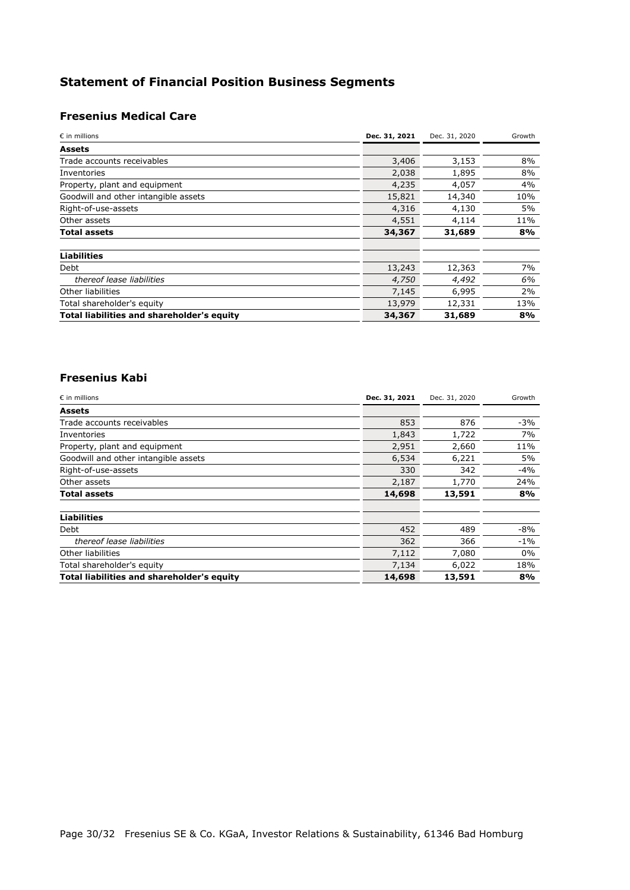# Statement of Financial Position Business Segments

## Fresenius Medical Care

| € in millions | Dec. 31, 2021 | Dec. 31, 2020 | Growth |
|---|---|---|---|
| **Assets** | | | |
| Trade accounts receivables | 3,406 | 3,153 | 8% |
| Inventories | 2,038 | 1,895 | 8% |
| Property, plant and equipment | 4,235 | 4,057 | 4% |
| Goodwill and other intangible assets | 15,821 | 14,340 | 10% |
| Right-of-use-assets | 4,316 | 4,130 | 5% |
| Other assets | 4,551 | 4,114 | 11% |
| **Total assets** | **34,367** | **31,689** | **8%** |
| | | | |
| **Liabilities** | | | |
| Debt | 13,243 | 12,363 | 7% |
| *thereof lease liabilities* | *4,750* | *4,492* | *6%* |
| Other liabilities | 7,145 | 6,995 | 2% |
| Total shareholder's equity | 13,979 | 12,331 | 13% |
| **Total liabilities and shareholder's equity** | **34,367** | **31,689** | **8%** |

## Fresenius Kabi

| € in millions | Dec. 31, 2021 | Dec. 31, 2020 | Growth |
|---|---|---|---|
| **Assets** | | | |
| Trade accounts receivables | 853 | 876 | -3% |
| Inventories | 1,843 | 1,722 | 7% |
| Property, plant and equipment | 2,951 | 2,660 | 11% |
| Goodwill and other intangible assets | 6,534 | 6,221 | 5% |
| Right-of-use-assets | 330 | 342 | -4% |
| Other assets | 2,187 | 1,770 | 24% |
| **Total assets** | **14,698** | **13,591** | **8%** |
| | | | |
| **Liabilities** | | | |
| Debt | 452 | 489 | -8% |
| *thereof lease liabilities* | 362 | 366 | -1% |
| Other liabilities | 7,112 | 7,080 | 0% |
| Total shareholder's equity | 7,134 | 6,022 | 18% |
| **Total liabilities and shareholder's equity** | **14,698** | **13,591** | **8%** |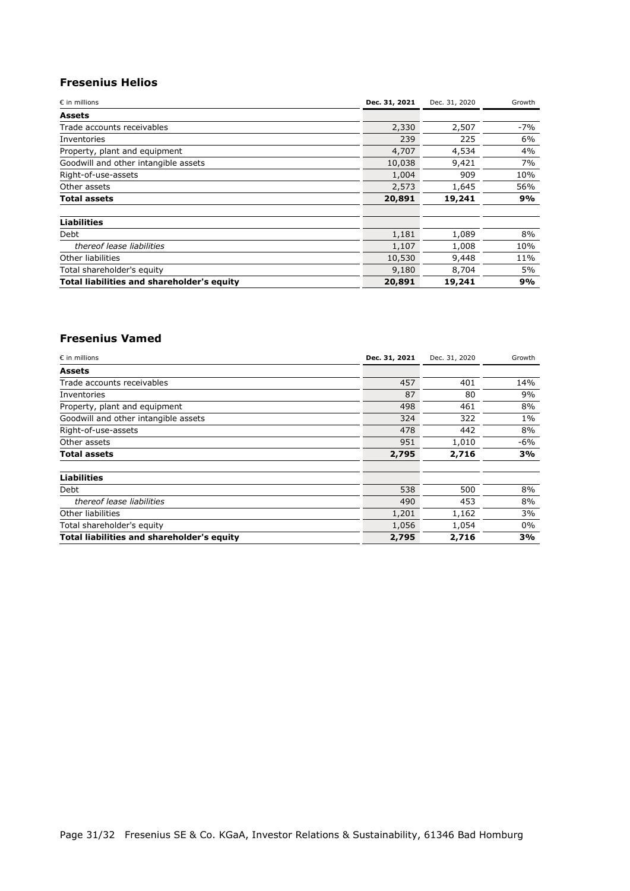## Fresenius Helios

| € in millions | **Dec. 31, 2021** | Dec. 31, 2020 | Growth |
|---|---|---|---|
| **Assets** | | | |
| Trade accounts receivables | 2,330 | 2,507 | -7% |
| Inventories | 239 | 225 | 6% |
| Property, plant and equipment | 4,707 | 4,534 | 4% |
| Goodwill and other intangible assets | 10,038 | 9,421 | 7% |
| Right-of-use-assets | 1,004 | 909 | 10% |
| Other assets | 2,573 | 1,645 | 56% |
| **Total assets** | **20,891** | **19,241** | **9%** |
| | | | |
| **Liabilities** | | | |
| Debt | 1,181 | 1,089 | 8% |
| *thereof lease liabilities* | 1,107 | 1,008 | 10% |
| Other liabilities | 10,530 | 9,448 | 11% |
| Total shareholder's equity | 9,180 | 8,704 | 5% |
| **Total liabilities and shareholder's equity** | **20,891** | **19,241** | **9%** |

## Fresenius Vamed

| € in millions | **Dec. 31, 2021** | Dec. 31, 2020 | Growth |
|---|---|---|---|
| **Assets** | | | |
| Trade accounts receivables | 457 | 401 | 14% |
| Inventories | 87 | 80 | 9% |
| Property, plant and equipment | 498 | 461 | 8% |
| Goodwill and other intangible assets | 324 | 322 | 1% |
| Right-of-use-assets | 478 | 442 | 8% |
| Other assets | 951 | 1,010 | -6% |
| **Total assets** | **2,795** | **2,716** | **3%** |
| | | | |
| **Liabilities** | | | |
| Debt | 538 | 500 | 8% |
| *thereof lease liabilities* | 490 | 453 | 8% |
| Other liabilities | 1,201 | 1,162 | 3% |
| Total shareholder's equity | 1,056 | 1,054 | 0% |
| **Total liabilities and shareholder's equity** | **2,795** | **2,716** | **3%** |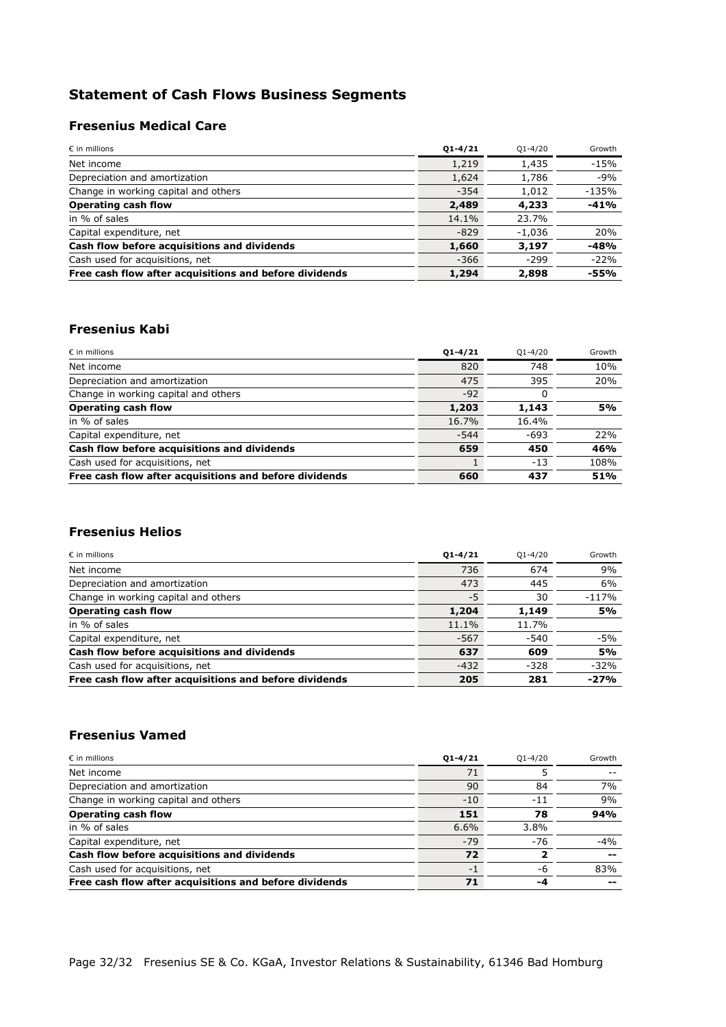# Statement of Cash Flows Business Segments

## Fresenius Medical Care

| € in millions | Q1-4/21 | Q1-4/20 | Growth |
|---|---|---|---|
| Net income | 1,219 | 1,435 | -15% |
| Depreciation and amortization | 1,624 | 1,786 | -9% |
| Change in working capital and others | -354 | 1,012 | -135% |
| **Operating cash flow** | **2,489** | **4,233** | **-41%** |
| in % of sales | 14.1% | 23.7% | |
| Capital expenditure, net | -829 | -1,036 | 20% |
| **Cash flow before acquisitions and dividends** | **1,660** | **3,197** | **-48%** |
| Cash used for acquisitions, net | -366 | -299 | -22% |
| **Free cash flow after acquisitions and before dividends** | **1,294** | **2,898** | **-55%** |

## Fresenius Kabi

| € in millions | Q1-4/21 | Q1-4/20 | Growth |
|---|---|---|---|
| Net income | 820 | 748 | 10% |
| Depreciation and amortization | 475 | 395 | 20% |
| Change in working capital and others | -92 | 0 | |
| **Operating cash flow** | **1,203** | **1,143** | **5%** |
| in % of sales | 16.7% | 16.4% | |
| Capital expenditure, net | -544 | -693 | 22% |
| **Cash flow before acquisitions and dividends** | **659** | **450** | **46%** |
| Cash used for acquisitions, net | 1 | -13 | 108% |
| **Free cash flow after acquisitions and before dividends** | **660** | **437** | **51%** |

## Fresenius Helios

| € in millions | Q1-4/21 | Q1-4/20 | Growth |
|---|---|---|---|
| Net income | 736 | 674 | 9% |
| Depreciation and amortization | 473 | 445 | 6% |
| Change in working capital and others | -5 | 30 | -117% |
| **Operating cash flow** | **1,204** | **1,149** | **5%** |
| in % of sales | 11.1% | 11.7% | |
| Capital expenditure, net | -567 | -540 | -5% |
| **Cash flow before acquisitions and dividends** | **637** | **609** | **5%** |
| Cash used for acquisitions, net | -432 | -328 | -32% |
| **Free cash flow after acquisitions and before dividends** | **205** | **281** | **-27%** |

## Fresenius Vamed

| € in millions | Q1-4/21 | Q1-4/20 | Growth |
|---|---|---|---|
| Net income | 71 | 5 | -- |
| Depreciation and amortization | 90 | 84 | 7% |
| Change in working capital and others | -10 | -11 | 9% |
| **Operating cash flow** | **151** | **78** | **94%** |
| in % of sales | 6.6% | 3.8% | |
| Capital expenditure, net | -79 | -76 | -4% |
| **Cash flow before acquisitions and dividends** | **72** | **2** | **--** |
| Cash used for acquisitions, net | -1 | -6 | 83% |
| **Free cash flow after acquisitions and before dividends** | **71** | **-4** | **--** |